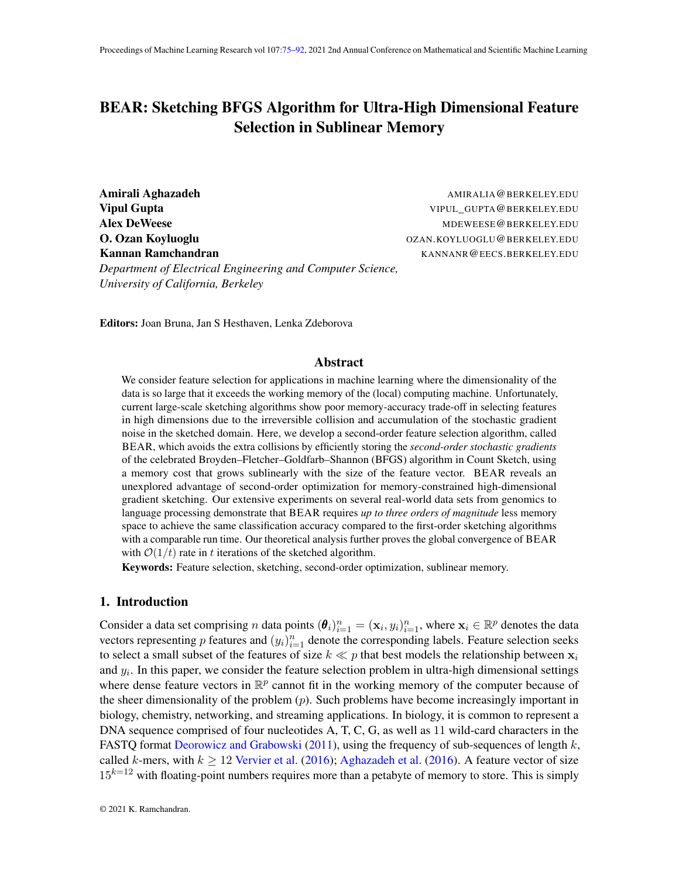# BEAR: Sketching BFGS Algorithm for Ultra-High Dimensional Feature Selection in Sublinear Memory

**Amirali Aghazadeh** AMIRALIA@BERKELEY.EDU
**Vipul Gupta** VIPUL_GUPTA@BERKELEY.EDU
**Alex DeWeese** MDEWEESE@BERKELEY.EDU
**O. Ozan Koyluoglu** OZAN.KOYLUOGLU@BERKELEY.EDU
**Kannan Ramchandran** KANNANR@EECS.BERKELEY.EDU

*Department of Electrical Engineering and Computer Science, University of California, Berkeley*

**Editors:** Joan Bruna, Jan S Hesthaven, Lenka Zdeborova

## Abstract

We consider feature selection for applications in machine learning where the dimensionality of the data is so large that it exceeds the working memory of the (local) computing machine. Unfortunately, current large-scale sketching algorithms show poor memory-accuracy trade-off in selecting features in high dimensions due to the irreversible collision and accumulation of the stochastic gradient noise in the sketched domain. Here, we develop a second-order feature selection algorithm, called BEAR, which avoids the extra collisions by efficiently storing the *second-order stochastic gradients* of the celebrated Broyden–Fletcher–Goldfarb–Shannon (BFGS) algorithm in Count Sketch, using a memory cost that grows sublinearly with the size of the feature vector. BEAR reveals an unexplored advantage of second-order optimization for memory-constrained high-dimensional gradient sketching. Our extensive experiments on several real-world data sets from genomics to language processing demonstrate that BEAR requires *up to three orders of magnitude* less memory space to achieve the same classification accuracy compared to the first-order sketching algorithms with a comparable run time. Our theoretical analysis further proves the global convergence of BEAR with $\mathcal{O}(1/t)$ rate in $t$ iterations of the sketched algorithm.

**Keywords:** Feature selection, sketching, second-order optimization, sublinear memory.

## 1. Introduction

Consider a data set comprising $n$ data points $(\boldsymbol{\theta}_i)_{i=1}^n = (\mathbf{x}_i, y_i)_{i=1}^n$, where $\mathbf{x}_i \in \mathbb{R}^p$ denotes the data vectors representing $p$ features and $(y_i)_{i=1}^n$ denote the corresponding labels. Feature selection seeks to select a small subset of the features of size $k \ll p$ that best models the relationship between $\mathbf{x}_i$ and $y_i$. In this paper, we consider the feature selection problem in ultra-high dimensional settings where dense feature vectors in $\mathbb{R}^p$ cannot fit in the working memory of the computer because of the sheer dimensionality of the problem ($p$). Such problems have become increasingly important in biology, chemistry, networking, and streaming applications. In biology, it is common to represent a DNA sequence comprised of four nucleotides A, T, C, G, as well as 11 wild-card characters in the FASTQ format Deorowicz and Grabowski (2011), using the frequency of sub-sequences of length $k$, called $k$-mers, with $k \geq 12$ Vervier et al. (2016); Aghazadeh et al. (2016). A feature vector of size $15^{k=12}$ with floating-point numbers requires more than a petabyte of memory to store. This is simply

© 2021 K. Ramchandran.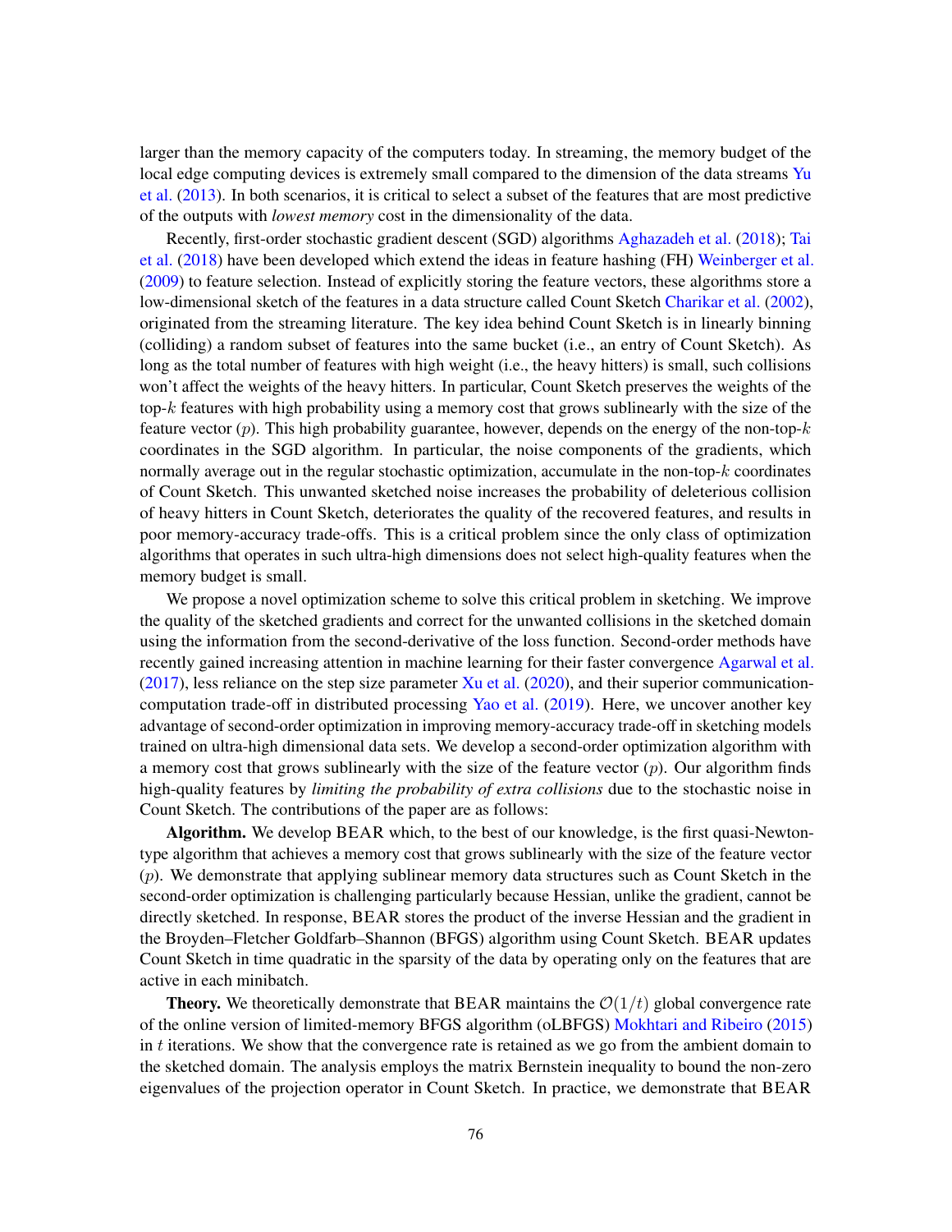larger than the memory capacity of the computers today. In streaming, the memory budget of the local edge computing devices is extremely small compared to the dimension of the data streams Yu et al. (2013). In both scenarios, it is critical to select a subset of the features that are most predictive of the outputs with *lowest memory* cost in the dimensionality of the data.

Recently, first-order stochastic gradient descent (SGD) algorithms Aghazadeh et al. (2018); Tai et al. (2018) have been developed which extend the ideas in feature hashing (FH) Weinberger et al. (2009) to feature selection. Instead of explicitly storing the feature vectors, these algorithms store a low-dimensional sketch of the features in a data structure called Count Sketch Charikar et al. (2002), originated from the streaming literature. The key idea behind Count Sketch is in linearly binning (colliding) a random subset of features into the same bucket (i.e., an entry of Count Sketch). As long as the total number of features with high weight (i.e., the heavy hitters) is small, such collisions won't affect the weights of the heavy hitters. In particular, Count Sketch preserves the weights of the top-$k$ features with high probability using a memory cost that grows sublinearly with the size of the feature vector ($p$). This high probability guarantee, however, depends on the energy of the non-top-$k$ coordinates in the SGD algorithm. In particular, the noise components of the gradients, which normally average out in the regular stochastic optimization, accumulate in the non-top-$k$ coordinates of Count Sketch. This unwanted sketched noise increases the probability of deleterious collision of heavy hitters in Count Sketch, deteriorates the quality of the recovered features, and results in poor memory-accuracy trade-offs. This is a critical problem since the only class of optimization algorithms that operates in such ultra-high dimensions does not select high-quality features when the memory budget is small.

We propose a novel optimization scheme to solve this critical problem in sketching. We improve the quality of the sketched gradients and correct for the unwanted collisions in the sketched domain using the information from the second-derivative of the loss function. Second-order methods have recently gained increasing attention in machine learning for their faster convergence Agarwal et al. (2017), less reliance on the step size parameter Xu et al. (2020), and their superior communication-computation trade-off in distributed processing Yao et al. (2019). Here, we uncover another key advantage of second-order optimization in improving memory-accuracy trade-off in sketching models trained on ultra-high dimensional data sets. We develop a second-order optimization algorithm with a memory cost that grows sublinearly with the size of the feature vector ($p$). Our algorithm finds high-quality features by *limiting the probability of extra collisions* due to the stochastic noise in Count Sketch. The contributions of the paper are as follows:

**Algorithm.** We develop BEAR which, to the best of our knowledge, is the first quasi-Newton-type algorithm that achieves a memory cost that grows sublinearly with the size of the feature vector ($p$). We demonstrate that applying sublinear memory data structures such as Count Sketch in the second-order optimization is challenging particularly because Hessian, unlike the gradient, cannot be directly sketched. In response, BEAR stores the product of the inverse Hessian and the gradient in the Broyden–Fletcher Goldfarb–Shannon (BFGS) algorithm using Count Sketch. BEAR updates Count Sketch in time quadratic in the sparsity of the data by operating only on the features that are active in each minibatch.

**Theory.** We theoretically demonstrate that BEAR maintains the $\mathcal{O}(1/t)$ global convergence rate of the online version of limited-memory BFGS algorithm (oLBFGS) Mokhtari and Ribeiro (2015) in $t$ iterations. We show that the convergence rate is retained as we go from the ambient domain to the sketched domain. The analysis employs the matrix Bernstein inequality to bound the non-zero eigenvalues of the projection operator in Count Sketch. In practice, we demonstrate that BEAR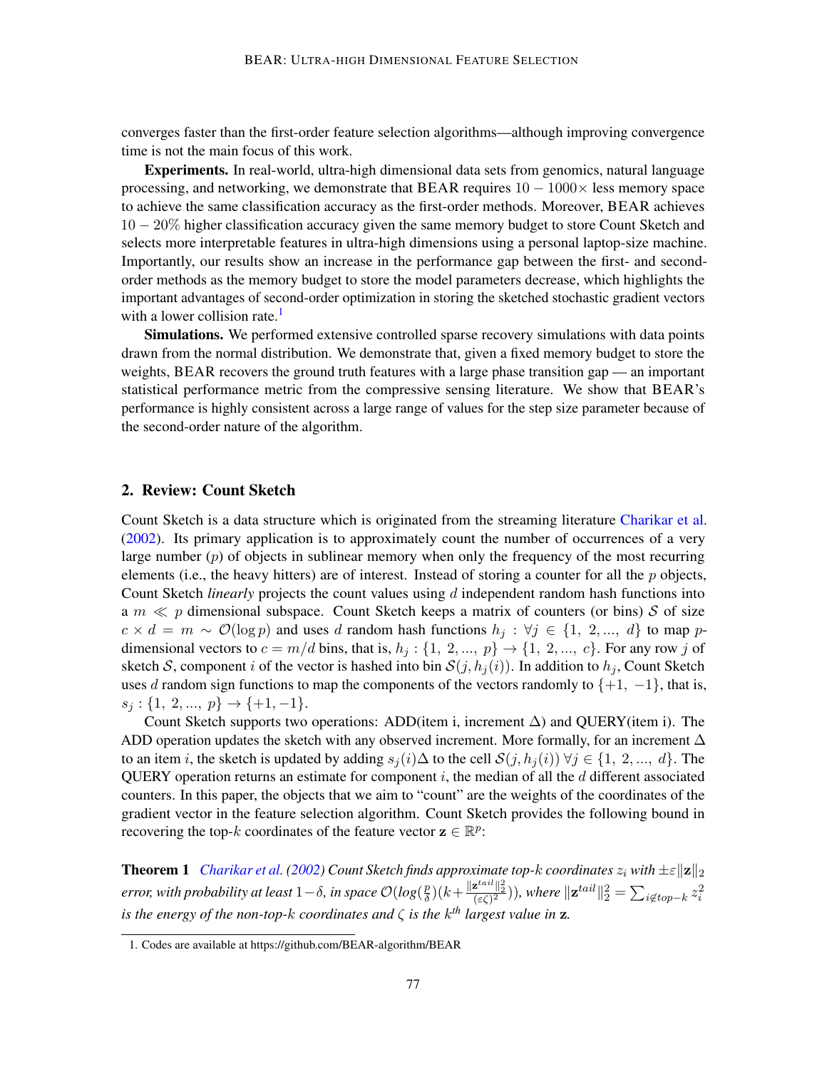converges faster than the first-order feature selection algorithms—although improving convergence time is not the main focus of this work.

**Experiments.** In real-world, ultra-high dimensional data sets from genomics, natural language processing, and networking, we demonstrate that BEAR requires $10-1000\times$ less memory space to achieve the same classification accuracy as the first-order methods. Moreover, BEAR achieves $10-20\%$ higher classification accuracy given the same memory budget to store Count Sketch and selects more interpretable features in ultra-high dimensions using a personal laptop-size machine. Importantly, our results show an increase in the performance gap between the first- and second-order methods as the memory budget to store the model parameters decrease, which highlights the important advantages of second-order optimization in storing the sketched stochastic gradient vectors with a lower collision rate.[1]

**Simulations.** We performed extensive controlled sparse recovery simulations with data points drawn from the normal distribution. We demonstrate that, given a fixed memory budget to store the weights, BEAR recovers the ground truth features with a large phase transition gap — an important statistical performance metric from the compressive sensing literature. We show that BEAR's performance is highly consistent across a large range of values for the step size parameter because of the second-order nature of the algorithm.

## 2. Review: Count Sketch

Count Sketch is a data structure which is originated from the streaming literature Charikar et al. (2002). Its primary application is to approximately count the number of occurrences of a very large number ($p$) of objects in sublinear memory when only the frequency of the most recurring elements (i.e., the heavy hitters) are of interest. Instead of storing a counter for all the $p$ objects, Count Sketch *linearly* projects the count values using $d$ independent random hash functions into a $m \ll p$ dimensional subspace. Count Sketch keeps a matrix of counters (or bins) $\mathcal{S}$ of size $c \times d = m \sim \mathcal{O}(\log p)$ and uses $d$ random hash functions $h_j : \forall j \in \{1,\ 2, ...,\ d\}$ to map $p$-dimensional vectors to $c = m/d$ bins, that is, $h_j : \{1,\ 2, ...,\ p\} \to \{1,\ 2, ...,\ c\}$. For any row $j$ of sketch $\mathcal{S}$, component $i$ of the vector is hashed into bin $\mathcal{S}(j, h_j(i))$. In addition to $h_j$, Count Sketch uses $d$ random sign functions to map the components of the vectors randomly to $\{+1,\ -1\}$, that is, $s_j : \{1,\ 2, ...,\ p\} \to \{+1, -1\}$.

Count Sketch supports two operations: ADD(item i, increment $\Delta$) and QUERY(item i). The ADD operation updates the sketch with any observed increment. More formally, for an increment $\Delta$ to an item $i$, the sketch is updated by adding $s_j(i)\Delta$ to the cell $\mathcal{S}(j, h_j(i))\ \forall j \in \{1,\ 2, ...,\ d\}$. The QUERY operation returns an estimate for component $i$, the median of all the $d$ different associated counters. In this paper, the objects that we aim to "count" are the weights of the coordinates of the gradient vector in the feature selection algorithm. Count Sketch provides the following bound in recovering the top-$k$ coordinates of the feature vector $\mathbf{z} \in \mathbb{R}^p$:

**Theorem 1** *Charikar et al. (2002) Count Sketch finds approximate top-$k$ coordinates $z_i$ with $\pm\varepsilon\|\mathbf{z}\|_2$ error, with probability at least $1-\delta$, in space $\mathcal{O}(log(\frac{p}{\delta})(k+\frac{\|\mathbf{z}^{tail}\|_2^2}{(\varepsilon\zeta)^2}))$, where $\|\mathbf{z}^{tail}\|_2^2 = \sum_{i \notin top-k} z_i^2$ is the energy of the non-top-$k$ coordinates and $\zeta$ is the $k^{th}$ largest value in $\mathbf{z}$.*

1. Codes are available at https://github.com/BEAR-algorithm/BEAR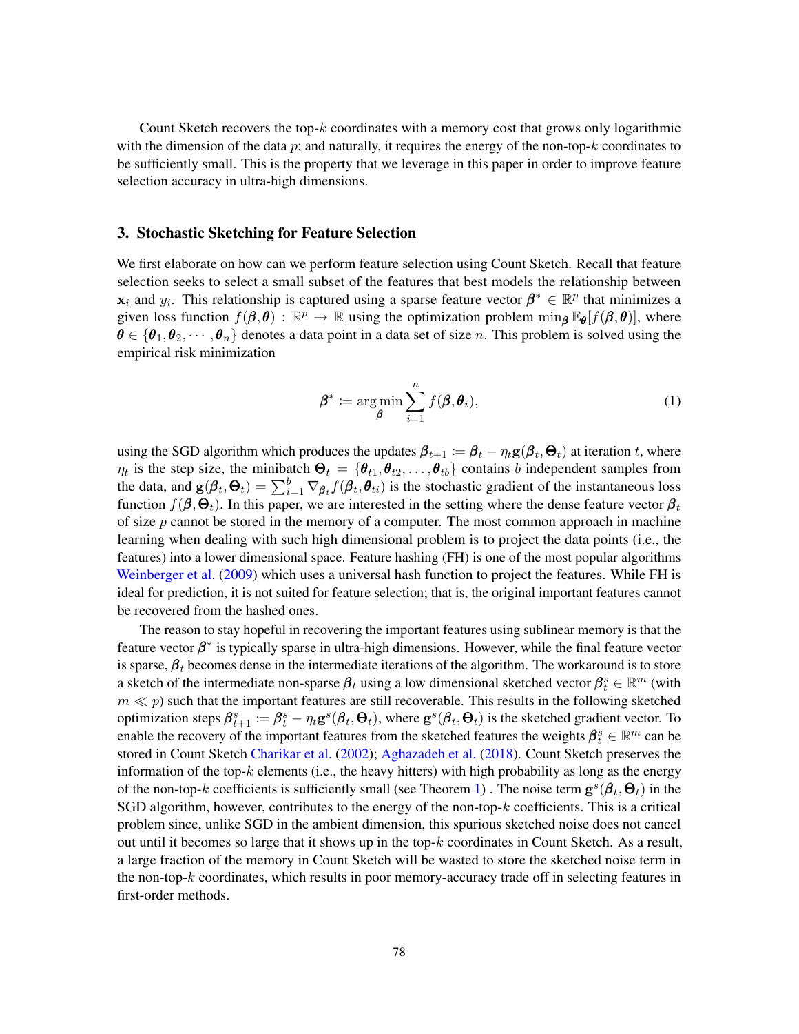Count Sketch recovers the top-$k$ coordinates with a memory cost that grows only logarithmic with the dimension of the data $p$; and naturally, it requires the energy of the non-top-$k$ coordinates to be sufficiently small. This is the property that we leverage in this paper in order to improve feature selection accuracy in ultra-high dimensions.

## 3. Stochastic Sketching for Feature Selection

We first elaborate on how can we perform feature selection using Count Sketch. Recall that feature selection seeks to select a small subset of the features that best models the relationship between $\mathbf{x}_i$ and $y_i$. This relationship is captured using a sparse feature vector $\boldsymbol{\beta}^* \in \mathbb{R}^p$ that minimizes a given loss function $f(\boldsymbol{\beta}, \boldsymbol{\theta}) : \mathbb{R}^p \to \mathbb{R}$ using the optimization problem $\min_{\boldsymbol{\beta}} \mathbb{E}_{\boldsymbol{\theta}}[f(\boldsymbol{\beta}, \boldsymbol{\theta})]$, where $\boldsymbol{\theta} \in \{\boldsymbol{\theta}_1, \boldsymbol{\theta}_2, \cdots, \boldsymbol{\theta}_n\}$ denotes a data point in a data set of size $n$. This problem is solved using the empirical risk minimization

$$\boldsymbol{\beta}^* := \arg\min_{\boldsymbol{\beta}} \sum_{i=1}^{n} f(\boldsymbol{\beta}, \boldsymbol{\theta}_i), \tag{1}$$

using the SGD algorithm which produces the updates $\boldsymbol{\beta}_{t+1} := \boldsymbol{\beta}_t - \eta_t \mathbf{g}(\boldsymbol{\beta}_t, \boldsymbol{\Theta}_t)$ at iteration $t$, where $\eta_t$ is the step size, the minibatch $\boldsymbol{\Theta}_t = \{\boldsymbol{\theta}_{t1}, \boldsymbol{\theta}_{t2}, \ldots, \boldsymbol{\theta}_{tb}\}$ contains $b$ independent samples from the data, and $\mathbf{g}(\boldsymbol{\beta}_t, \boldsymbol{\Theta}_t) = \sum_{i=1}^{b} \nabla_{\boldsymbol{\beta}_t} f(\boldsymbol{\beta}_t, \boldsymbol{\theta}_{ti})$ is the stochastic gradient of the instantaneous loss function $f(\boldsymbol{\beta}, \boldsymbol{\Theta}_t)$. In this paper, we are interested in the setting where the dense feature vector $\boldsymbol{\beta}_t$ of size $p$ cannot be stored in the memory of a computer. The most common approach in machine learning when dealing with such high dimensional problem is to project the data points (i.e., the features) into a lower dimensional space. Feature hashing (FH) is one of the most popular algorithms Weinberger et al. (2009) which uses a universal hash function to project the features. While FH is ideal for prediction, it is not suited for feature selection; that is, the original important features cannot be recovered from the hashed ones.

The reason to stay hopeful in recovering the important features using sublinear memory is that the feature vector $\boldsymbol{\beta}^*$ is typically sparse in ultra-high dimensions. However, while the final feature vector is sparse, $\boldsymbol{\beta}_t$ becomes dense in the intermediate iterations of the algorithm. The workaround is to store a sketch of the intermediate non-sparse $\boldsymbol{\beta}_t$ using a low dimensional sketched vector $\boldsymbol{\beta}_t^s \in \mathbb{R}^m$ (with $m \ll p$) such that the important features are still recoverable. This results in the following sketched optimization steps $\boldsymbol{\beta}_{t+1}^s := \boldsymbol{\beta}_t^s - \eta_t \mathbf{g}^s(\boldsymbol{\beta}_t, \boldsymbol{\Theta}_t)$, where $\mathbf{g}^s(\boldsymbol{\beta}_t, \boldsymbol{\Theta}_t)$ is the sketched gradient vector. To enable the recovery of the important features from the sketched features the weights $\boldsymbol{\beta}_t^s \in \mathbb{R}^m$ can be stored in Count Sketch Charikar et al. (2002); Aghazadeh et al. (2018). Count Sketch preserves the information of the top-$k$ elements (i.e., the heavy hitters) with high probability as long as the energy of the non-top-$k$ coefficients is sufficiently small (see Theorem 1) . The noise term $\mathbf{g}^s(\boldsymbol{\beta}_t, \boldsymbol{\Theta}_t)$ in the SGD algorithm, however, contributes to the energy of the non-top-$k$ coefficients. This is a critical problem since, unlike SGD in the ambient dimension, this spurious sketched noise does not cancel out until it becomes so large that it shows up in the top-$k$ coordinates in Count Sketch. As a result, a large fraction of the memory in Count Sketch will be wasted to store the sketched noise term in the non-top-$k$ coordinates, which results in poor memory-accuracy trade off in selecting features in first-order methods.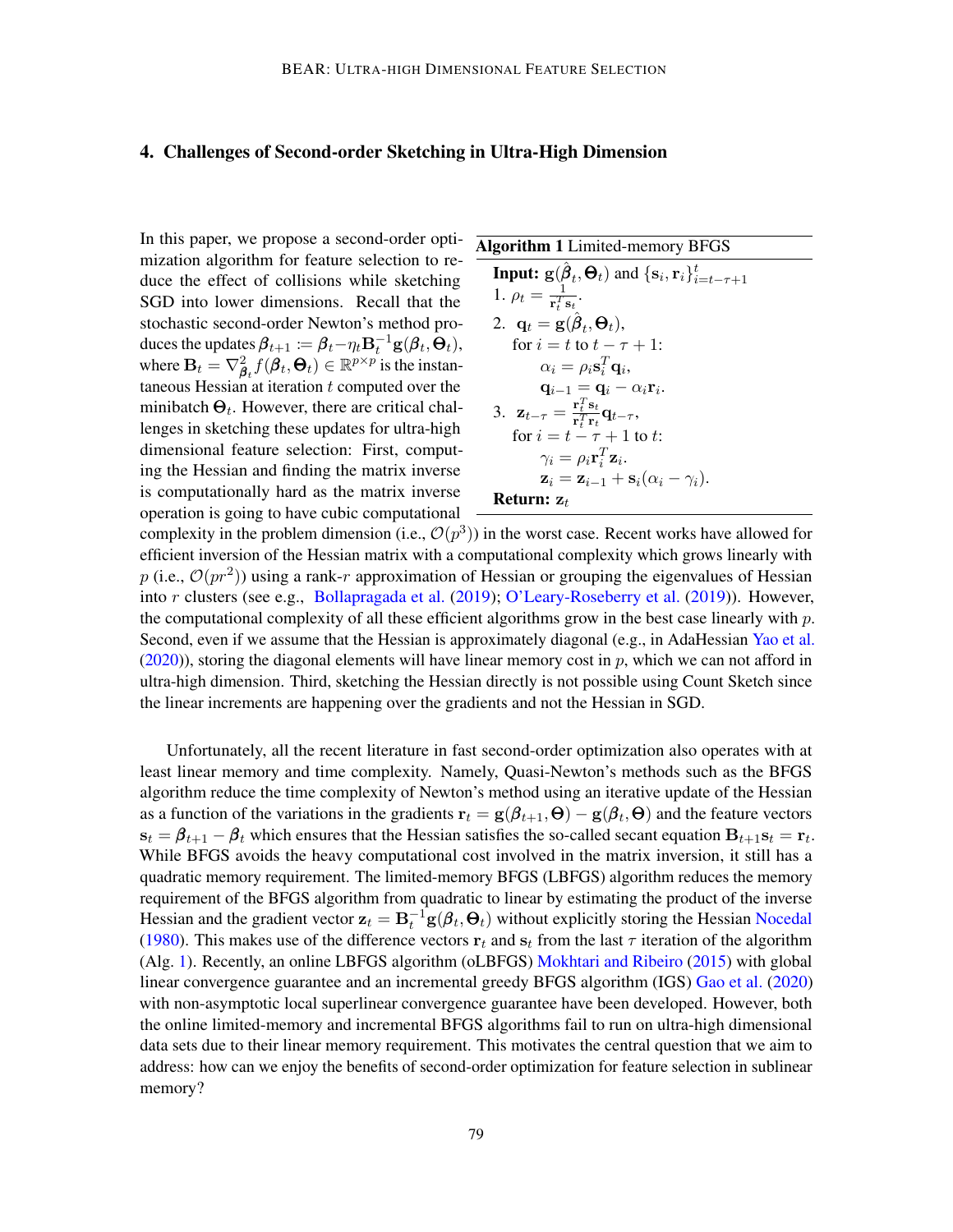## 4. Challenges of Second-order Sketching in Ultra-High Dimension

In this paper, we propose a second-order optimization algorithm for feature selection to reduce the effect of collisions while sketching SGD into lower dimensions. Recall that the stochastic second-order Newton's method produces the updates $\boldsymbol{\beta}_{t+1} := \boldsymbol{\beta}_t - \eta_t \mathbf{B}_t^{-1} \mathbf{g}(\boldsymbol{\beta}_t, \boldsymbol{\Theta}_t)$, where $\mathbf{B}_t = \nabla^2_{\boldsymbol{\beta}_t} f(\boldsymbol{\beta}_t, \boldsymbol{\Theta}_t) \in \mathbb{R}^{p \times p}$ is the instantaneous Hessian at iteration $t$ computed over the minibatch $\boldsymbol{\Theta}_t$. However, there are critical challenges in sketching these updates for ultra-high dimensional feature selection: First, computing the Hessian and finding the matrix inverse is computationally hard as the matrix inverse operation is going to have cubic computational complexity in the problem dimension (i.e., $\mathcal{O}(p^3)$) in the worst case. Recent works have allowed for efficient inversion of the Hessian matrix with a computational complexity which grows linearly with $p$ (i.e., $\mathcal{O}(pr^2)$) using a rank-$r$ approximation of Hessian or grouping the eigenvalues of Hessian into $r$ clusters (see e.g., Bollapragada et al. (2019); O'Leary-Roseberry et al. (2019)). However, the computational complexity of all these efficient algorithms grow in the best case linearly with $p$. Second, even if we assume that the Hessian is approximately diagonal (e.g., in AdaHessian Yao et al. (2020)), storing the diagonal elements will have linear memory cost in $p$, which we can not afford in ultra-high dimension. Third, sketching the Hessian directly is not possible using Count Sketch since the linear increments are happening over the gradients and not the Hessian in SGD.

**Algorithm 1** Limited-memory BFGS

**Input:** $\mathbf{g}(\hat{\boldsymbol{\beta}}_t, \boldsymbol{\Theta}_t)$ and $\{\mathbf{s}_i, \mathbf{r}_i\}_{i=t-\tau+1}^{t}$

1. $\rho_t = \frac{1}{\mathbf{r}_t^T \mathbf{s}_t}$.
2. $\mathbf{q}_t = \mathbf{g}(\hat{\boldsymbol{\beta}}_t, \boldsymbol{\Theta}_t)$,
   for $i = t$ to $t - \tau + 1$:
   $\alpha_i = \rho_i \mathbf{s}_i^T \mathbf{q}_i$,
   $\mathbf{q}_{i-1} = \mathbf{q}_i - \alpha_i \mathbf{r}_i$.
3. $\mathbf{z}_{t-\tau} = \frac{\mathbf{r}_t^T \mathbf{s}_t}{\mathbf{r}_t^T \mathbf{r}_t} \mathbf{q}_{t-\tau}$,
   for $i = t - \tau + 1$ to $t$:
   $\gamma_i = \rho_i \mathbf{r}_i^T \mathbf{z}_i$.
   $\mathbf{z}_i = \mathbf{z}_{i-1} + \mathbf{s}_i(\alpha_i - \gamma_i)$.

**Return:** $\mathbf{z}_t$

Unfortunately, all the recent literature in fast second-order optimization also operates with at least linear memory and time complexity. Namely, Quasi-Newton's methods such as the BFGS algorithm reduce the time complexity of Newton's method using an iterative update of the Hessian as a function of the variations in the gradients $\mathbf{r}_t = \mathbf{g}(\boldsymbol{\beta}_{t+1}, \boldsymbol{\Theta}) - \mathbf{g}(\boldsymbol{\beta}_t, \boldsymbol{\Theta})$ and the feature vectors $\mathbf{s}_t = \boldsymbol{\beta}_{t+1} - \boldsymbol{\beta}_t$ which ensures that the Hessian satisfies the so-called secant equation $\mathbf{B}_{t+1}\mathbf{s}_t = \mathbf{r}_t$. While BFGS avoids the heavy computational cost involved in the matrix inversion, it still has a quadratic memory requirement. The limited-memory BFGS (LBFGS) algorithm reduces the memory requirement of the BFGS algorithm from quadratic to linear by estimating the product of the inverse Hessian and the gradient vector $\mathbf{z}_t = \mathbf{B}_t^{-1}\mathbf{g}(\boldsymbol{\beta}_t, \boldsymbol{\Theta}_t)$ without explicitly storing the Hessian Nocedal (1980). This makes use of the difference vectors $\mathbf{r}_t$ and $\mathbf{s}_t$ from the last $\tau$ iteration of the algorithm (Alg. 1). Recently, an online LBFGS algorithm (oLBFGS) Mokhtari and Ribeiro (2015) with global linear convergence guarantee and an incremental greedy BFGS algorithm (IGS) Gao et al. (2020) with non-asymptotic local superlinear convergence guarantee have been developed. However, both the online limited-memory and incremental BFGS algorithms fail to run on ultra-high dimensional data sets due to their linear memory requirement. This motivates the central question that we aim to address: how can we enjoy the benefits of second-order optimization for feature selection in sublinear memory?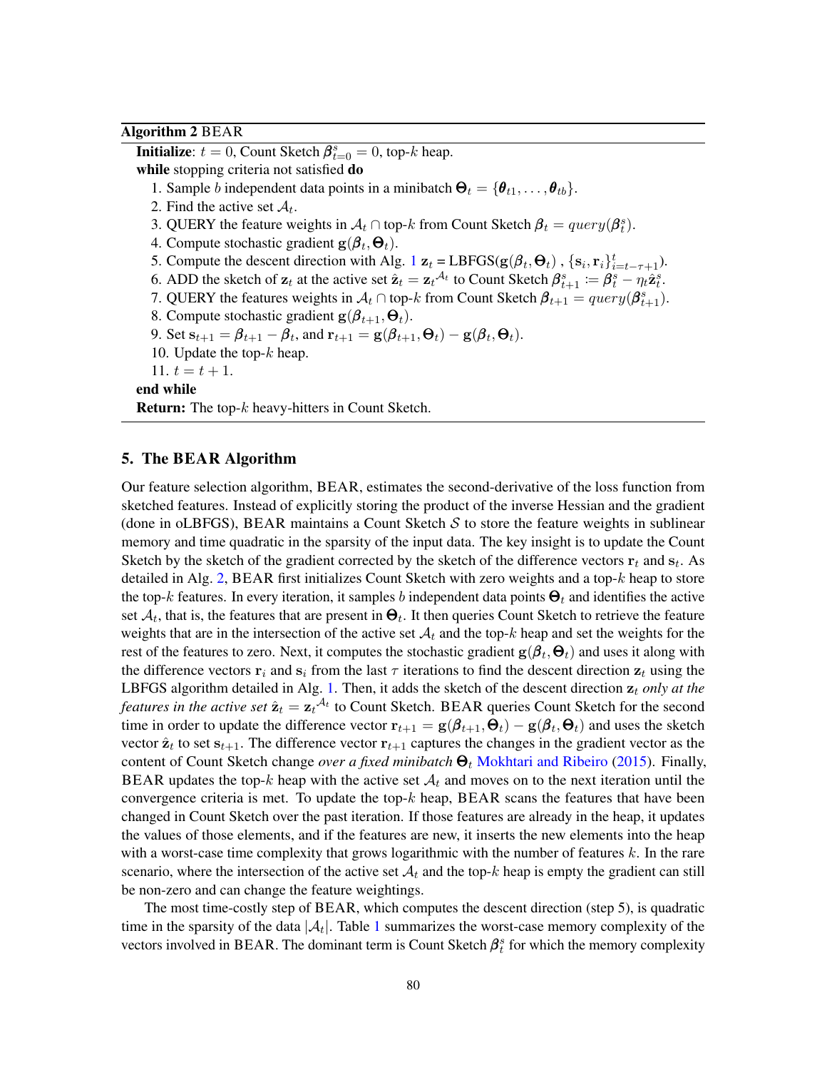**Algorithm 2** BEAR

**Initialize**: $t = 0$, Count Sketch $\boldsymbol{\beta}^s_{t=0} = 0$, top-$k$ heap.

**while** stopping criteria not satisfied **do**

1. Sample $b$ independent data points in a minibatch $\boldsymbol{\Theta}_t = \{\boldsymbol{\theta}_{t1}, \ldots, \boldsymbol{\theta}_{tb}\}$.
2. Find the active set $\mathcal{A}_t$.
3. QUERY the feature weights in $\mathcal{A}_t \cap$ top-$k$ from Count Sketch $\boldsymbol{\beta}_t = query(\boldsymbol{\beta}^s_t)$.
4. Compute stochastic gradient $\mathbf{g}(\boldsymbol{\beta}_t, \boldsymbol{\Theta}_t)$.
5. Compute the descent direction with Alg. 1 $\mathbf{z}_t$ = LBFGS($\mathbf{g}(\boldsymbol{\beta}_t, \boldsymbol{\Theta}_t)$ , $\{\mathbf{s}_i, \mathbf{r}_i\}_{i=t-\tau+1}^{t}$).
6. ADD the sketch of $\mathbf{z}_t$ at the active set $\hat{\mathbf{z}}_t = \mathbf{z}_t{}^{\mathcal{A}_t}$ to Count Sketch $\boldsymbol{\beta}^s_{t+1} := \boldsymbol{\beta}^s_t - \eta_t \hat{\mathbf{z}}^s_t$.
7. QUERY the features weights in $\mathcal{A}_t \cap$ top-$k$ from Count Sketch $\boldsymbol{\beta}_{t+1} = query(\boldsymbol{\beta}^s_{t+1})$.
8. Compute stochastic gradient $\mathbf{g}(\boldsymbol{\beta}_{t+1}, \boldsymbol{\Theta}_t)$.
9. Set $\mathbf{s}_{t+1} = \boldsymbol{\beta}_{t+1} - \boldsymbol{\beta}_t$, and $\mathbf{r}_{t+1} = \mathbf{g}(\boldsymbol{\beta}_{t+1}, \boldsymbol{\Theta}_t) - \mathbf{g}(\boldsymbol{\beta}_t, \boldsymbol{\Theta}_t)$.
10. Update the top-$k$ heap.
11. $t = t + 1$.

**end while**

**Return:** The top-$k$ heavy-hitters in Count Sketch.

## 5. The BEAR Algorithm

Our feature selection algorithm, BEAR, estimates the second-derivative of the loss function from sketched features. Instead of explicitly storing the product of the inverse Hessian and the gradient (done in oLBFGS), BEAR maintains a Count Sketch $\mathcal{S}$ to store the feature weights in sublinear memory and time quadratic in the sparsity of the input data. The key insight is to update the Count Sketch by the sketch of the gradient corrected by the sketch of the difference vectors $\mathbf{r}_t$ and $\mathbf{s}_t$. As detailed in Alg. 2, BEAR first initializes Count Sketch with zero weights and a top-$k$ heap to store the top-$k$ features. In every iteration, it samples $b$ independent data points $\boldsymbol{\Theta}_t$ and identifies the active set $\mathcal{A}_t$, that is, the features that are present in $\boldsymbol{\Theta}_t$. It then queries Count Sketch to retrieve the feature weights that are in the intersection of the active set $\mathcal{A}_t$ and the top-$k$ heap and set the weights for the rest of the features to zero. Next, it computes the stochastic gradient $\mathbf{g}(\boldsymbol{\beta}_t, \boldsymbol{\Theta}_t)$ and uses it along with the difference vectors $\mathbf{r}_i$ and $\mathbf{s}_i$ from the last $\tau$ iterations to find the descent direction $\mathbf{z}_t$ using the LBFGS algorithm detailed in Alg. 1. Then, it adds the sketch of the descent direction $\mathbf{z}_t$ *only at the features in the active set* $\hat{\mathbf{z}}_t = \mathbf{z}_t{}^{\mathcal{A}_t}$ to Count Sketch. BEAR queries Count Sketch for the second time in order to update the difference vector $\mathbf{r}_{t+1} = \mathbf{g}(\boldsymbol{\beta}_{t+1}, \boldsymbol{\Theta}_t) - \mathbf{g}(\boldsymbol{\beta}_t, \boldsymbol{\Theta}_t)$ and uses the sketch vector $\hat{\mathbf{z}}_t$ to set $\mathbf{s}_{t+1}$. The difference vector $\mathbf{r}_{t+1}$ captures the changes in the gradient vector as the content of Count Sketch change *over a fixed minibatch* $\boldsymbol{\Theta}_t$ Mokhtari and Ribeiro (2015). Finally, BEAR updates the top-$k$ heap with the active set $\mathcal{A}_t$ and moves on to the next iteration until the convergence criteria is met. To update the top-$k$ heap, BEAR scans the features that have been changed in Count Sketch over the past iteration. If those features are already in the heap, it updates the values of those elements, and if the features are new, it inserts the new elements into the heap with a worst-case time complexity that grows logarithmic with the number of features $k$. In the rare scenario, where the intersection of the active set $\mathcal{A}_t$ and the top-$k$ heap is empty the gradient can still be non-zero and can change the feature weightings.

The most time-costly step of BEAR, which computes the descent direction (step 5), is quadratic time in the sparsity of the data $|\mathcal{A}_t|$. Table 1 summarizes the worst-case memory complexity of the vectors involved in BEAR. The dominant term is Count Sketch $\boldsymbol{\beta}^s_t$ for which the memory complexity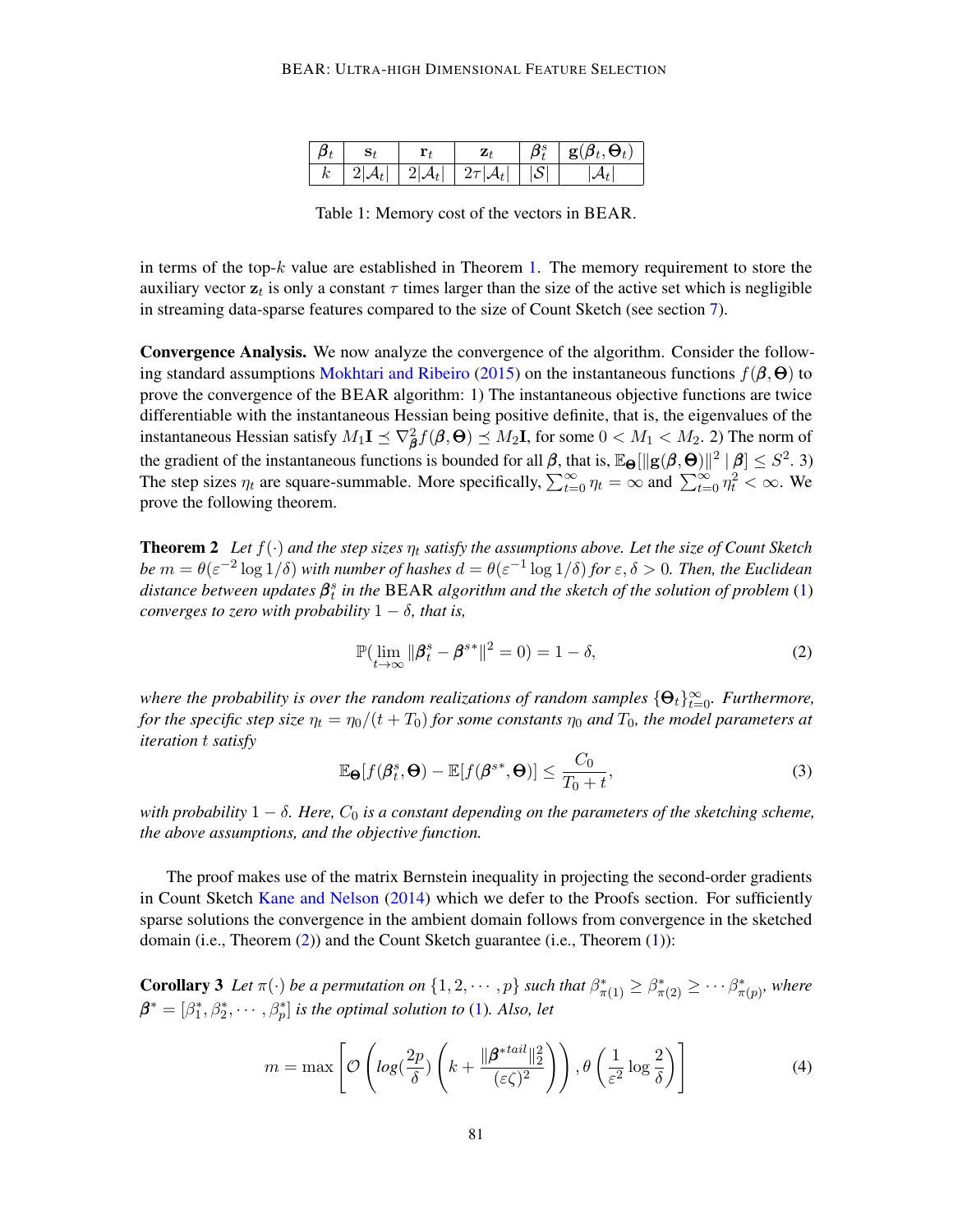| $\boldsymbol{\beta}_t$ | $\mathbf{s}_t$ | $\mathbf{r}_t$ | $\mathbf{z}_t$ | $\boldsymbol{\beta}^s_t$ | $\mathbf{g}(\boldsymbol{\beta}_t, \boldsymbol{\Theta}_t)$ |
|---|---|---|---|---|---|
| $k$ | $2\lvert\mathcal{A}_t\rvert$ | $2\lvert\mathcal{A}_t\rvert$ | $2\tau\lvert\mathcal{A}_t\rvert$ | $\lvert\mathcal{S}\rvert$ | $\lvert\mathcal{A}_t\rvert$ |

Table 1: Memory cost of the vectors in BEAR.

in terms of the top-$k$ value are established in Theorem 1. The memory requirement to store the auxiliary vector $\mathbf{z}_t$ is only a constant $\tau$ times larger than the size of the active set which is negligible in streaming data-sparse features compared to the size of Count Sketch (see section 7).

**Convergence Analysis.** We now analyze the convergence of the algorithm. Consider the following standard assumptions Mokhtari and Ribeiro (2015) on the instantaneous functions $f(\boldsymbol{\beta}, \boldsymbol{\Theta})$ to prove the convergence of the BEAR algorithm: 1) The instantaneous objective functions are twice differentiable with the instantaneous Hessian being positive definite, that is, the eigenvalues of the instantaneous Hessian satisfy $M_1 \mathbf{I} \preceq \nabla^2_{\boldsymbol{\beta}} f(\boldsymbol{\beta}, \boldsymbol{\Theta}) \preceq M_2 \mathbf{I}$, for some $0 < M_1 < M_2$. 2) The norm of the gradient of the instantaneous functions is bounded for all $\boldsymbol{\beta}$, that is, $\mathbb{E}_{\boldsymbol{\Theta}}[\|\mathbf{g}(\boldsymbol{\beta}, \boldsymbol{\Theta})\|^2 \mid \boldsymbol{\beta}] \leq S^2$. 3) The step sizes $\eta_t$ are square-summable. More specifically, $\sum_{t=0}^{\infty} \eta_t = \infty$ and $\sum_{t=0}^{\infty} \eta_t^2 < \infty$. We prove the following theorem.

**Theorem 2** *Let $f(\cdot)$ and the step sizes $\eta_t$ satisfy the assumptions above. Let the size of Count Sketch be $m = \theta(\varepsilon^{-2} \log 1/\delta)$ with number of hashes $d = \theta(\varepsilon^{-1} \log 1/\delta)$ for $\varepsilon, \delta > 0$. Then, the Euclidean distance between updates $\boldsymbol{\beta}^s_t$ in the* BEAR *algorithm and the sketch of the solution of problem (1) converges to zero with probability $1 - \delta$, that is,*

$$\mathbb{P}(\lim_{t \to \infty} \|\boldsymbol{\beta}^s_t - \boldsymbol{\beta}^{s*}\|^2 = 0) = 1 - \delta, \tag{2}$$

*where the probability is over the random realizations of random samples $\{\boldsymbol{\Theta}_t\}_{t=0}^{\infty}$. Furthermore, for the specific step size $\eta_t = \eta_0/(t + T_0)$ for some constants $\eta_0$ and $T_0$, the model parameters at iteration $t$ satisfy*

$$\mathbb{E}_{\boldsymbol{\Theta}}[f(\boldsymbol{\beta}^s_t, \boldsymbol{\Theta}) - \mathbb{E}[f(\boldsymbol{\beta}^{s*}, \boldsymbol{\Theta})] \leq \frac{C_0}{T_0 + t}, \tag{3}$$

*with probability $1 - \delta$. Here, $C_0$ is a constant depending on the parameters of the sketching scheme, the above assumptions, and the objective function.*

The proof makes use of the matrix Bernstein inequality in projecting the second-order gradients in Count Sketch Kane and Nelson (2014) which we defer to the Proofs section. For sufficiently sparse solutions the convergence in the ambient domain follows from convergence in the sketched domain (i.e., Theorem (2)) and the Count Sketch guarantee (i.e., Theorem (1)):

**Corollary 3** *Let $\pi(\cdot)$ be a permutation on $\{1, 2, \cdots, p\}$ such that $\beta^*_{\pi(1)} \geq \beta^*_{\pi(2)} \geq \cdots \beta^*_{\pi(p)}$, where $\boldsymbol{\beta}^* = [\beta^*_1, \beta^*_2, \cdots, \beta^*_p]$ is the optimal solution to (1). Also, let*

$$m = \max \left[ \mathcal{O}\left( log(\frac{2p}{\delta}) \left( k + \frac{\|\boldsymbol{\beta}^{*tail}\|_2^2}{(\varepsilon\zeta)^2} \right) \right), \theta\left( \frac{1}{\varepsilon^2} \log \frac{2}{\delta} \right) \right] \tag{4}$$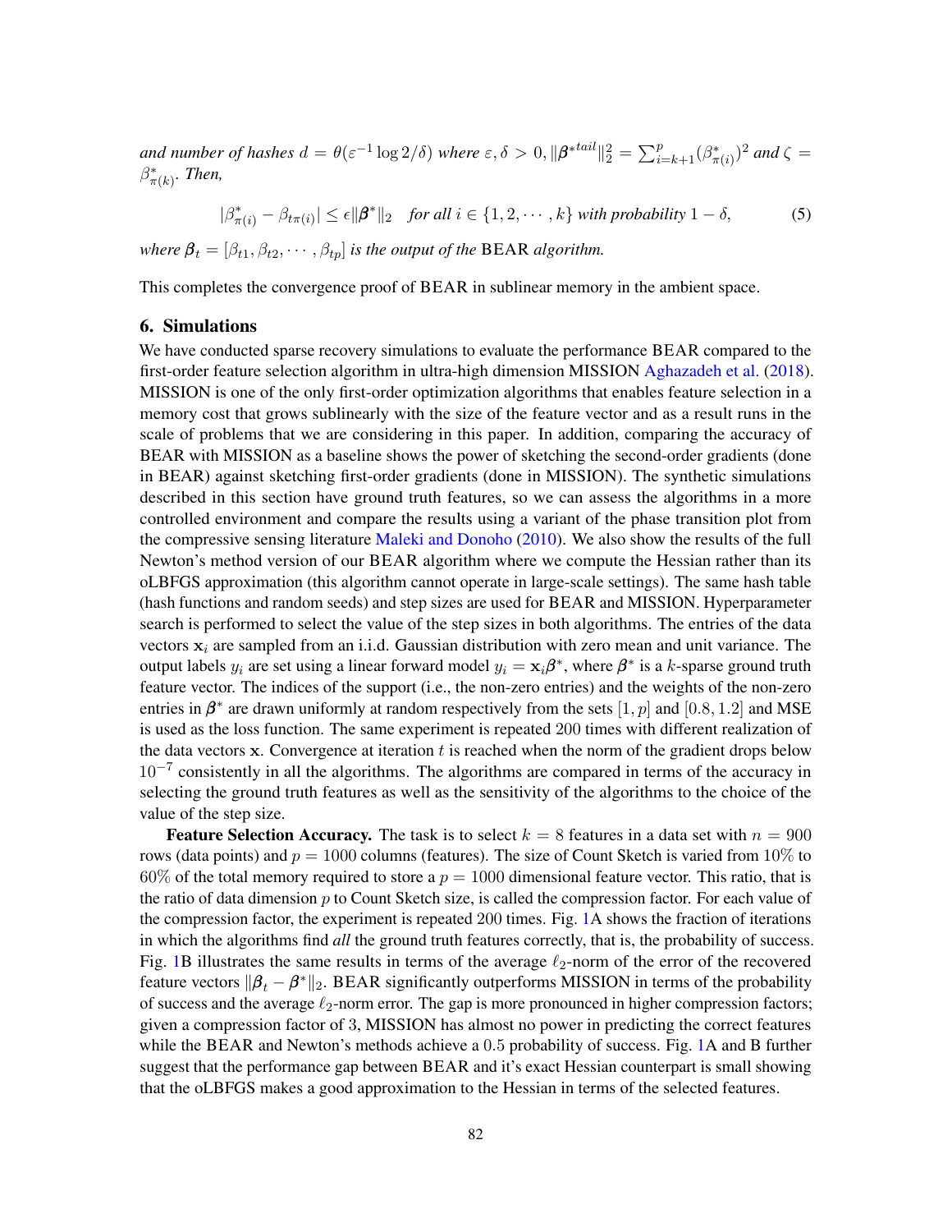*and number of hashes* $d = \theta(\varepsilon^{-1} \log 2/\delta)$ *where* $\varepsilon, \delta > 0, \|\boldsymbol{\beta}^{*tail}\|_2^2 = \sum_{i=k+1}^{p} (\beta^*_{\pi(i)})^2$ *and* $\zeta = \beta^*_{\pi(k)}$. *Then,*

$$|\beta^*_{\pi(i)} - \beta_{t\pi(i)}| \leq \epsilon \|\boldsymbol{\beta}^*\|_2 \quad \text{for all } i \in \{1, 2, \cdots, k\} \text{ with probability } 1 - \delta, \tag{5}$$

*where* $\boldsymbol{\beta}_t = [\beta_{t1}, \beta_{t2}, \cdots, \beta_{tp}]$ *is the output of the* BEAR *algorithm.*

This completes the convergence proof of BEAR in sublinear memory in the ambient space.

## 6. Simulations

We have conducted sparse recovery simulations to evaluate the performance BEAR compared to the first-order feature selection algorithm in ultra-high dimension MISSION Aghazadeh et al. (2018). MISSION is one of the only first-order optimization algorithms that enables feature selection in a memory cost that grows sublinearly with the size of the feature vector and as a result runs in the scale of problems that we are considering in this paper. In addition, comparing the accuracy of BEAR with MISSION as a baseline shows the power of sketching the second-order gradients (done in BEAR) against sketching first-order gradients (done in MISSION). The synthetic simulations described in this section have ground truth features, so we can assess the algorithms in a more controlled environment and compare the results using a variant of the phase transition plot from the compressive sensing literature Maleki and Donoho (2010). We also show the results of the full Newton's method version of our BEAR algorithm where we compute the Hessian rather than its oLBFGS approximation (this algorithm cannot operate in large-scale settings). The same hash table (hash functions and random seeds) and step sizes are used for BEAR and MISSION. Hyperparameter search is performed to select the value of the step sizes in both algorithms. The entries of the data vectors $\mathbf{x}_i$ are sampled from an i.i.d. Gaussian distribution with zero mean and unit variance. The output labels $y_i$ are set using a linear forward model $y_i = \mathbf{x}_i \boldsymbol{\beta}^*$, where $\boldsymbol{\beta}^*$ is a $k$-sparse ground truth feature vector. The indices of the support (i.e., the non-zero entries) and the weights of the non-zero entries in $\boldsymbol{\beta}^*$ are drawn uniformly at random respectively from the sets $[1, p]$ and $[0.8, 1.2]$ and MSE is used as the loss function. The same experiment is repeated 200 times with different realization of the data vectors $\mathbf{x}$. Convergence at iteration $t$ is reached when the norm of the gradient drops below $10^{-7}$ consistently in all the algorithms. The algorithms are compared in terms of the accuracy in selecting the ground truth features as well as the sensitivity of the algorithms to the choice of the value of the step size.

**Feature Selection Accuracy.** The task is to select $k = 8$ features in a data set with $n = 900$ rows (data points) and $p = 1000$ columns (features). The size of Count Sketch is varied from $10\%$ to $60\%$ of the total memory required to store a $p = 1000$ dimensional feature vector. This ratio, that is the ratio of data dimension $p$ to Count Sketch size, is called the compression factor. For each value of the compression factor, the experiment is repeated 200 times. Fig. 1A shows the fraction of iterations in which the algorithms find *all* the ground truth features correctly, that is, the probability of success. Fig. 1B illustrates the same results in terms of the average $\ell_2$-norm of the error of the recovered feature vectors $\|\boldsymbol{\beta}_t - \boldsymbol{\beta}^*\|_2$. BEAR significantly outperforms MISSION in terms of the probability of success and the average $\ell_2$-norm error. The gap is more pronounced in higher compression factors; given a compression factor of 3, MISSION has almost no power in predicting the correct features while the BEAR and Newton's methods achieve a $0.5$ probability of success. Fig. 1A and B further suggest that the performance gap between BEAR and it's exact Hessian counterpart is small showing that the oLBFGS makes a good approximation to the Hessian in terms of the selected features.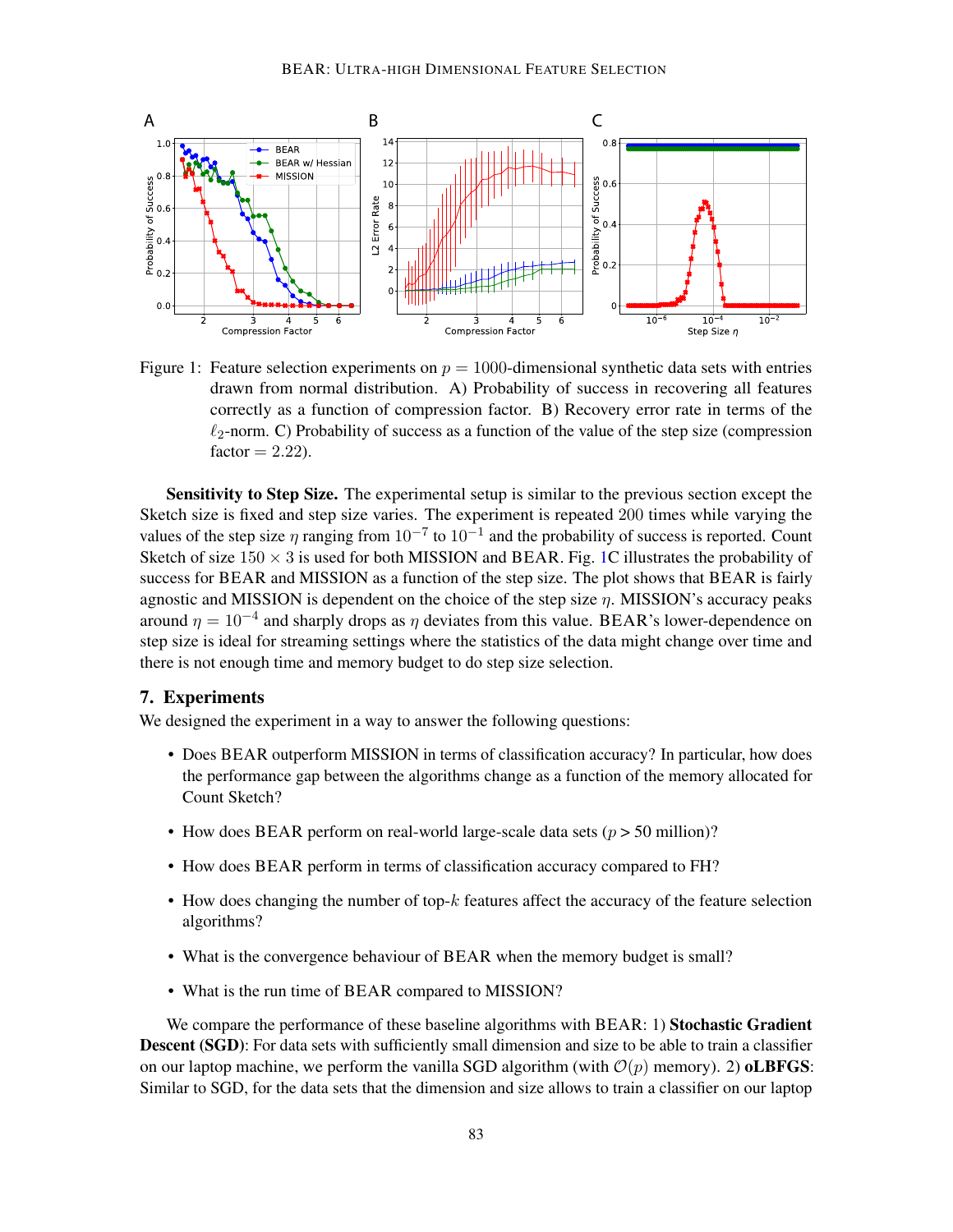Figure 1: Feature selection experiments on $p = 1000$-dimensional synthetic data sets with entries drawn from normal distribution. A) Probability of success in recovering all features correctly as a function of compression factor. B) Recovery error rate in terms of the $\ell_2$-norm. C) Probability of success as a function of the value of the step size (compression factor $= 2.22$).

**Sensitivity to Step Size.** The experimental setup is similar to the previous section except the Sketch size is fixed and step size varies. The experiment is repeated 200 times while varying the values of the step size $\eta$ ranging from $10^{-7}$ to $10^{-1}$ and the probability of success is reported. Count Sketch of size $150 \times 3$ is used for both MISSION and BEAR. Fig. 1C illustrates the probability of success for BEAR and MISSION as a function of the step size. The plot shows that BEAR is fairly agnostic and MISSION is dependent on the choice of the step size $\eta$. MISSION's accuracy peaks around $\eta = 10^{-4}$ and sharply drops as $\eta$ deviates from this value. BEAR's lower-dependence on step size is ideal for streaming settings where the statistics of the data might change over time and there is not enough time and memory budget to do step size selection.

## 7. Experiments

We designed the experiment in a way to answer the following questions:

- Does BEAR outperform MISSION in terms of classification accuracy? In particular, how does the performance gap between the algorithms change as a function of the memory allocated for Count Sketch?
- How does BEAR perform on real-world large-scale data sets ($p > 50$ million)?
- How does BEAR perform in terms of classification accuracy compared to FH?
- How does changing the number of top-$k$ features affect the accuracy of the feature selection algorithms?
- What is the convergence behaviour of BEAR when the memory budget is small?
- What is the run time of BEAR compared to MISSION?

We compare the performance of these baseline algorithms with BEAR: 1) **Stochastic Gradient Descent (SGD)**: For data sets with sufficiently small dimension and size to be able to train a classifier on our laptop machine, we perform the vanilla SGD algorithm (with $\mathcal{O}(p)$ memory). 2) **oLBFGS**: Similar to SGD, for the data sets that the dimension and size allows to train a classifier on our laptop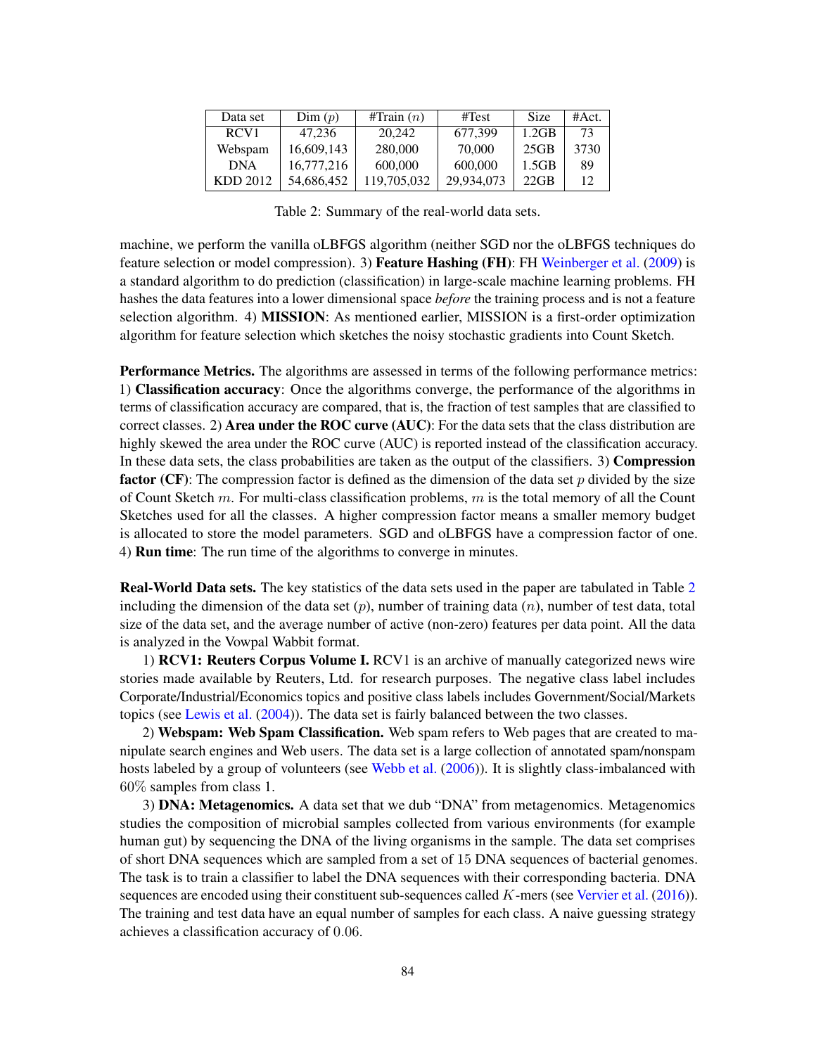| Data set | Dim ($p$) | #Train ($n$) | #Test | Size | #Act. |
|---|---|---|---|---|---|
| RCV1 | 47,236 | 20,242 | 677,399 | 1.2GB | 73 |
| Webspam | 16,609,143 | 280,000 | 70,000 | 25GB | 3730 |
| DNA | 16,777,216 | 600,000 | 600,000 | 1.5GB | 89 |
| KDD 2012 | 54,686,452 | 119,705,032 | 29,934,073 | 22GB | 12 |

Table 2: Summary of the real-world data sets.

machine, we perform the vanilla oLBFGS algorithm (neither SGD nor the oLBFGS techniques do feature selection or model compression). 3) **Feature Hashing (FH)**: FH Weinberger et al. (2009) is a standard algorithm to do prediction (classification) in large-scale machine learning problems. FH hashes the data features into a lower dimensional space *before* the training process and is not a feature selection algorithm. 4) **MISSION**: As mentioned earlier, MISSION is a first-order optimization algorithm for feature selection which sketches the noisy stochastic gradients into Count Sketch.

**Performance Metrics.** The algorithms are assessed in terms of the following performance metrics: 1) **Classification accuracy**: Once the algorithms converge, the performance of the algorithms in terms of classification accuracy are compared, that is, the fraction of test samples that are classified to correct classes. 2) **Area under the ROC curve (AUC)**: For the data sets that the class distribution are highly skewed the area under the ROC curve (AUC) is reported instead of the classification accuracy. In these data sets, the class probabilities are taken as the output of the classifiers. 3) **Compression factor (CF)**: The compression factor is defined as the dimension of the data set $p$ divided by the size of Count Sketch $m$. For multi-class classification problems, $m$ is the total memory of all the Count Sketches used for all the classes. A higher compression factor means a smaller memory budget is allocated to store the model parameters. SGD and oLBFGS have a compression factor of one. 4) **Run time**: The run time of the algorithms to converge in minutes.

**Real-World Data sets.** The key statistics of the data sets used in the paper are tabulated in Table 2 including the dimension of the data set ($p$), number of training data ($n$), number of test data, total size of the data set, and the average number of active (non-zero) features per data point. All the data is analyzed in the Vowpal Wabbit format.

1) **RCV1: Reuters Corpus Volume I.** RCV1 is an archive of manually categorized news wire stories made available by Reuters, Ltd. for research purposes. The negative class label includes Corporate/Industrial/Economics topics and positive class labels includes Government/Social/Markets topics (see Lewis et al. (2004)). The data set is fairly balanced between the two classes.

2) **Webspam: Web Spam Classification.** Web spam refers to Web pages that are created to manipulate search engines and Web users. The data set is a large collection of annotated spam/nonspam hosts labeled by a group of volunteers (see Webb et al. (2006)). It is slightly class-imbalanced with $60\%$ samples from class 1.

3) **DNA: Metagenomics.** A data set that we dub "DNA" from metagenomics. Metagenomics studies the composition of microbial samples collected from various environments (for example human gut) by sequencing the DNA of the living organisms in the sample. The data set comprises of short DNA sequences which are sampled from a set of 15 DNA sequences of bacterial genomes. The task is to train a classifier to label the DNA sequences with their corresponding bacteria. DNA sequences are encoded using their constituent sub-sequences called $K$-mers (see Vervier et al. (2016)). The training and test data have an equal number of samples for each class. A naive guessing strategy achieves a classification accuracy of $0.06$.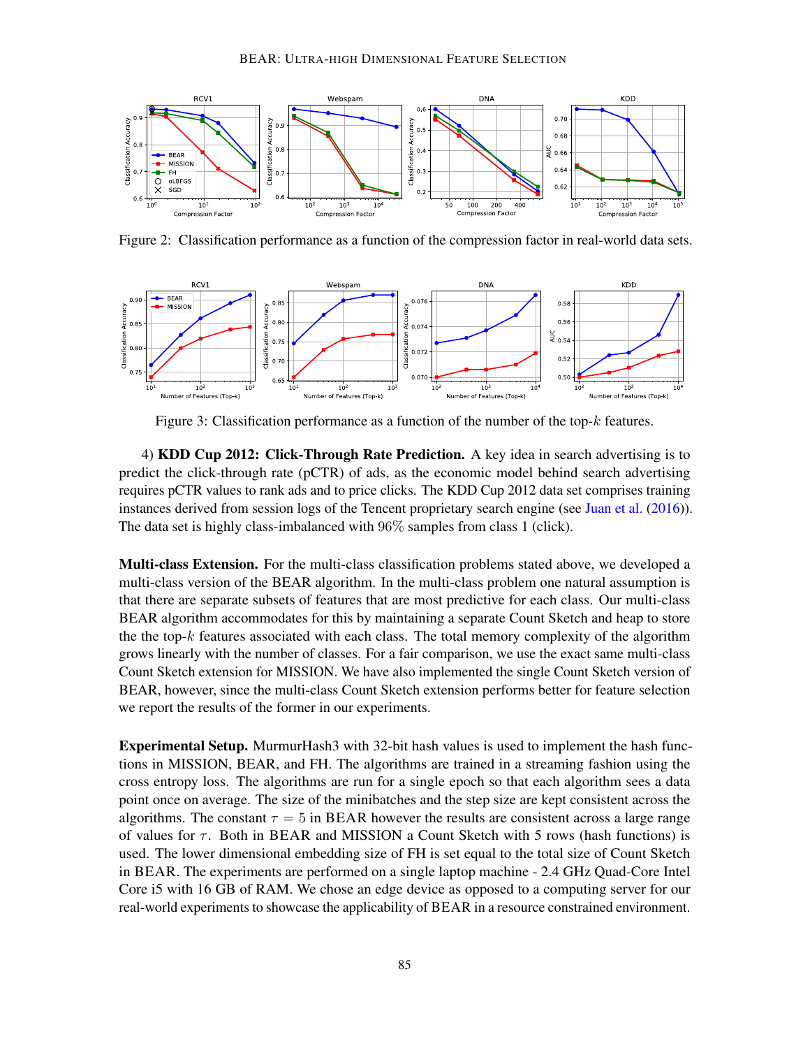Figure 2: Classification performance as a function of the compression factor in real-world data sets.

Figure 3: Classification performance as a function of the number of the top-$k$ features.

4) **KDD Cup 2012: Click-Through Rate Prediction.** A key idea in search advertising is to predict the click-through rate (pCTR) of ads, as the economic model behind search advertising requires pCTR values to rank ads and to price clicks. The KDD Cup 2012 data set comprises training instances derived from session logs of the Tencent proprietary search engine (see Juan et al. (2016)). The data set is highly class-imbalanced with 96% samples from class 1 (click).

**Multi-class Extension.** For the multi-class classification problems stated above, we developed a multi-class version of the BEAR algorithm. In the multi-class problem one natural assumption is that there are separate subsets of features that are most predictive for each class. Our multi-class BEAR algorithm accommodates for this by maintaining a separate Count Sketch and heap to store the the top-$k$ features associated with each class. The total memory complexity of the algorithm grows linearly with the number of classes. For a fair comparison, we use the exact same multi-class Count Sketch extension for MISSION. We have also implemented the single Count Sketch version of BEAR, however, since the multi-class Count Sketch extension performs better for feature selection we report the results of the former in our experiments.

**Experimental Setup.** MurmurHash3 with 32-bit hash values is used to implement the hash functions in MISSION, BEAR, and FH. The algorithms are trained in a streaming fashion using the cross entropy loss. The algorithms are run for a single epoch so that each algorithm sees a data point once on average. The size of the minibatches and the step size are kept consistent across the algorithms. The constant $\tau = 5$ in BEAR however the results are consistent across a large range of values for $\tau$. Both in BEAR and MISSION a Count Sketch with 5 rows (hash functions) is used. The lower dimensional embedding size of FH is set equal to the total size of Count Sketch in BEAR. The experiments are performed on a single laptop machine - 2.4 GHz Quad-Core Intel Core i5 with 16 GB of RAM. We chose an edge device as opposed to a computing server for our real-world experiments to showcase the applicability of BEAR in a resource constrained environment.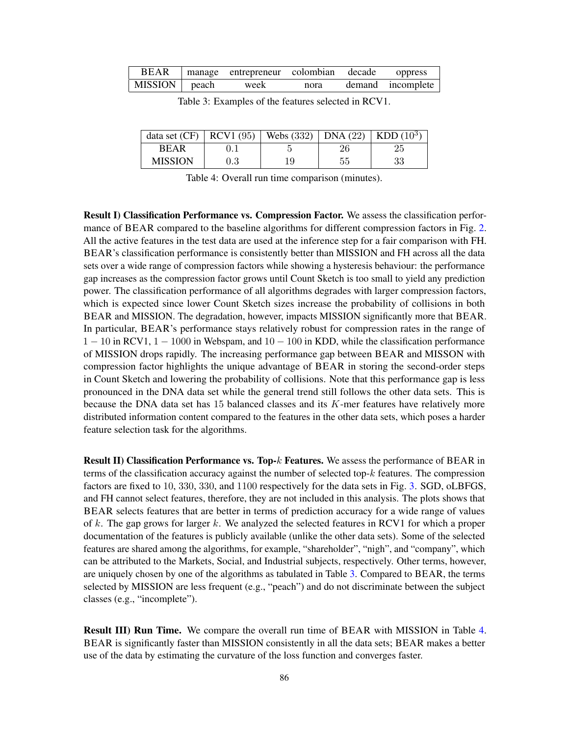| BEAR | manage | entrepreneur | colombian | decade | oppress |
|---|---|---|---|---|---|
| MISSION | peach | week | nora | demand | incomplete |

Table 3: Examples of the features selected in RCV1.

| data set (CF) | RCV1 (95) | Webs (332) | DNA (22) | KDD ($10^3$) |
|---|---|---|---|---|
| BEAR | 0.1 | 5 | 26 | 25 |
| MISSION | 0.3 | 19 | 55 | 33 |

Table 4: Overall run time comparison (minutes).

**Result I) Classification Performance vs. Compression Factor.** We assess the classification performance of BEAR compared to the baseline algorithms for different compression factors in Fig. 2. All the active features in the test data are used at the inference step for a fair comparison with FH. BEAR's classification performance is consistently better than MISSION and FH across all the data sets over a wide range of compression factors while showing a hysteresis behaviour: the performance gap increases as the compression factor grows until Count Sketch is too small to yield any prediction power. The classification performance of all algorithms degrades with larger compression factors, which is expected since lower Count Sketch sizes increase the probability of collisions in both BEAR and MISSION. The degradation, however, impacts MISSION significantly more that BEAR. In particular, BEAR's performance stays relatively robust for compression rates in the range of $1-10$ in RCV1, $1-1000$ in Webspam, and $10-100$ in KDD, while the classification performance of MISSION drops rapidly. The increasing performance gap between BEAR and MISSON with compression factor highlights the unique advantage of BEAR in storing the second-order steps in Count Sketch and lowering the probability of collisions. Note that this performance gap is less pronounced in the DNA data set while the general trend still follows the other data sets. This is because the DNA data set has 15 balanced classes and its $K$-mer features have relatively more distributed information content compared to the features in the other data sets, which poses a harder feature selection task for the algorithms.

**Result II) Classification Performance vs. Top-$k$ Features.** We assess the performance of BEAR in terms of the classification accuracy against the number of selected top-$k$ features. The compression factors are fixed to 10, 330, 330, and 1100 respectively for the data sets in Fig. 3. SGD, oLBFGS, and FH cannot select features, therefore, they are not included in this analysis. The plots shows that BEAR selects features that are better in terms of prediction accuracy for a wide range of values of $k$. The gap grows for larger $k$. We analyzed the selected features in RCV1 for which a proper documentation of the features is publicly available (unlike the other data sets). Some of the selected features are shared among the algorithms, for example, "shareholder", "nigh", and "company", which can be attributed to the Markets, Social, and Industrial subjects, respectively. Other terms, however, are uniquely chosen by one of the algorithms as tabulated in Table 3. Compared to BEAR, the terms selected by MISSION are less frequent (e.g., "peach") and do not discriminate between the subject classes (e.g., "incomplete").

**Result III) Run Time.** We compare the overall run time of BEAR with MISSION in Table 4. BEAR is significantly faster than MISSION consistently in all the data sets; BEAR makes a better use of the data by estimating the curvature of the loss function and converges faster.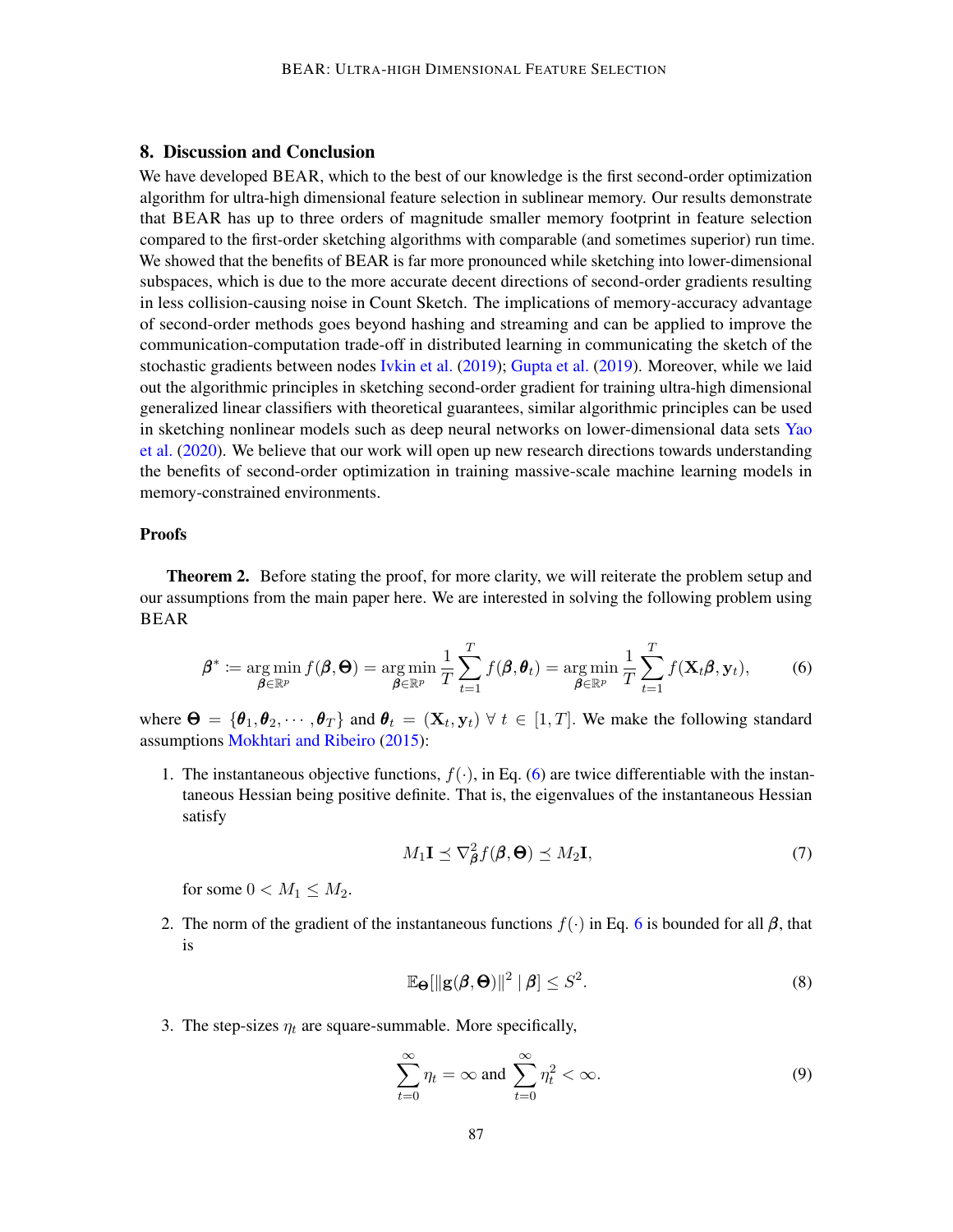## 8. Discussion and Conclusion

We have developed BEAR, which to the best of our knowledge is the first second-order optimization algorithm for ultra-high dimensional feature selection in sublinear memory. Our results demonstrate that BEAR has up to three orders of magnitude smaller memory footprint in feature selection compared to the first-order sketching algorithms with comparable (and sometimes superior) run time. We showed that the benefits of BEAR is far more pronounced while sketching into lower-dimensional subspaces, which is due to the more accurate decent directions of second-order gradients resulting in less collision-causing noise in Count Sketch. The implications of memory-accuracy advantage of second-order methods goes beyond hashing and streaming and can be applied to improve the communication-computation trade-off in distributed learning in communicating the sketch of the stochastic gradients between nodes Ivkin et al. (2019); Gupta et al. (2019). Moreover, while we laid out the algorithmic principles in sketching second-order gradient for training ultra-high dimensional generalized linear classifiers with theoretical guarantees, similar algorithmic principles can be used in sketching nonlinear models such as deep neural networks on lower-dimensional data sets Yao et al. (2020). We believe that our work will open up new research directions towards understanding the benefits of second-order optimization in training massive-scale machine learning models in memory-constrained environments.

### Proofs

**Theorem 2.** Before stating the proof, for more clarity, we will reiterate the problem setup and our assumptions from the main paper here. We are interested in solving the following problem using BEAR

$$\boldsymbol{\beta}^* := \underset{\boldsymbol{\beta}\in\mathbb{R}^p}{\arg\min}\, f(\boldsymbol{\beta}, \boldsymbol{\Theta}) = \underset{\boldsymbol{\beta}\in\mathbb{R}^p}{\arg\min}\, \frac{1}{T}\sum_{t=1}^{T} f(\boldsymbol{\beta}, \boldsymbol{\theta}_t) = \underset{\boldsymbol{\beta}\in\mathbb{R}^p}{\arg\min}\, \frac{1}{T}\sum_{t=1}^{T} f(\mathbf{X}_t\boldsymbol{\beta}, \mathbf{y}_t), \tag{6}$$

where $\boldsymbol{\Theta} = \{\boldsymbol{\theta}_1, \boldsymbol{\theta}_2, \cdots, \boldsymbol{\theta}_T\}$ and $\boldsymbol{\theta}_t = (\mathbf{X}_t, \mathbf{y}_t)\ \forall\ t \in [1, T]$. We make the following standard assumptions Mokhtari and Ribeiro (2015):

1. The instantaneous objective functions, $f(\cdot)$, in Eq. (6) are twice differentiable with the instantaneous Hessian being positive definite. That is, the eigenvalues of the instantaneous Hessian satisfy

$$M_1\mathbf{I} \preceq \nabla^2_{\boldsymbol{\beta}} f(\boldsymbol{\beta}, \boldsymbol{\Theta}) \preceq M_2\mathbf{I}, \tag{7}$$

   for some $0 < M_1 \leq M_2$.

2. The norm of the gradient of the instantaneous functions $f(\cdot)$ in Eq. 6 is bounded for all $\boldsymbol{\beta}$, that is

$$\mathbb{E}_{\boldsymbol{\Theta}}[\|\mathbf{g}(\boldsymbol{\beta}, \boldsymbol{\Theta})\|^2 \mid \boldsymbol{\beta}] \leq S^2. \tag{8}$$

3. The step-sizes $\eta_t$ are square-summable. More specifically,

$$\sum_{t=0}^{\infty} \eta_t = \infty \text{ and } \sum_{t=0}^{\infty} \eta_t^2 < \infty. \tag{9}$$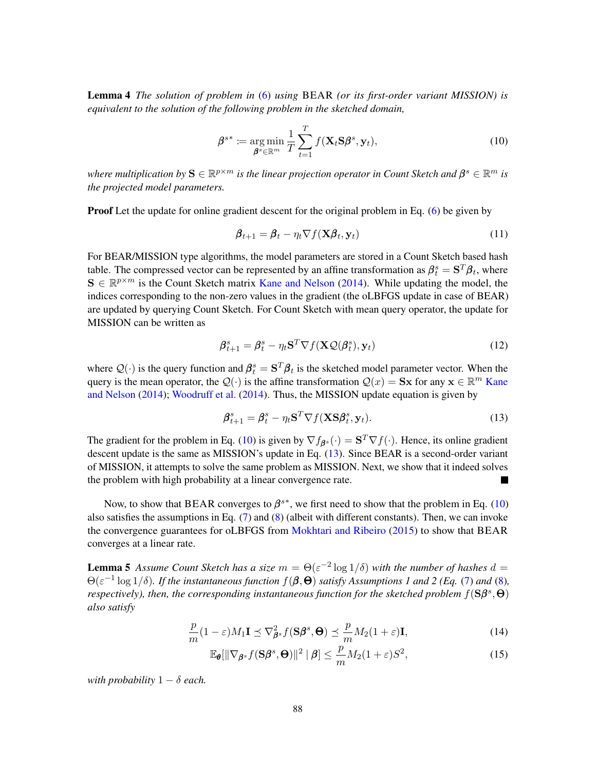**Lemma 4** *The solution of problem in* (6) *using* BEAR *(or its first-order variant MISSION) is equivalent to the solution of the following problem in the sketched domain,*

$$\boldsymbol{\beta}^{s*} := \underset{\boldsymbol{\beta}^s \in \mathbb{R}^m}{\arg\min} \frac{1}{T} \sum_{t=1}^{T} f(\mathbf{X}_t \mathbf{S} \boldsymbol{\beta}^s, \mathbf{y}_t), \tag{10}$$

*where multiplication by* $\mathbf{S} \in \mathbb{R}^{p \times m}$ *is the linear projection operator in Count Sketch and* $\boldsymbol{\beta}^s \in \mathbb{R}^m$ *is the projected model parameters.*

**Proof** Let the update for online gradient descent for the original problem in Eq. (6) be given by

$$\boldsymbol{\beta}_{t+1} = \boldsymbol{\beta}_t - \eta_t \nabla f(\mathbf{X}\boldsymbol{\beta}_t, \mathbf{y}_t) \tag{11}$$

For BEAR/MISSION type algorithms, the model parameters are stored in a Count Sketch based hash table. The compressed vector can be represented by an affine transformation as $\boldsymbol{\beta}_t^s = \mathbf{S}^T \boldsymbol{\beta}_t$, where $\mathbf{S} \in \mathbb{R}^{p \times m}$ is the Count Sketch matrix Kane and Nelson (2014). While updating the model, the indices corresponding to the non-zero values in the gradient (the oLBFGS update in case of BEAR) are updated by querying Count Sketch. For Count Sketch with mean query operator, the update for MISSION can be written as

$$\boldsymbol{\beta}_{t+1}^s = \boldsymbol{\beta}_t^s - \eta_t \mathbf{S}^T \nabla f(\mathbf{X}\mathcal{Q}(\boldsymbol{\beta}_t^s), \mathbf{y}_t) \tag{12}$$

where $\mathcal{Q}(\cdot)$ is the query function and $\boldsymbol{\beta}_t^s = \mathbf{S}^T \boldsymbol{\beta}_t$ is the sketched model parameter vector. When the query is the mean operator, the $\mathcal{Q}(\cdot)$ is the affine transformation $\mathcal{Q}(x) = \mathbf{S}\mathbf{x}$ for any $\mathbf{x} \in \mathbb{R}^m$ Kane and Nelson (2014); Woodruff et al. (2014). Thus, the MISSION update equation is given by

$$\boldsymbol{\beta}_{t+1}^s = \boldsymbol{\beta}_t^s - \eta_t \mathbf{S}^T \nabla f(\mathbf{X}\mathbf{S}\boldsymbol{\beta}_t^s, \mathbf{y}_t). \tag{13}$$

The gradient for the problem in Eq. (10) is given by $\nabla f_{\boldsymbol{\beta}^s}(\cdot) = \mathbf{S}^T \nabla f(\cdot)$. Hence, its online gradient descent update is the same as MISSION's update in Eq. (13). Since BEAR is a second-order variant of MISSION, it attempts to solve the same problem as MISSION. Next, we show that it indeed solves the problem with high probability at a linear convergence rate. ∎

Now, to show that BEAR converges to $\boldsymbol{\beta}^{s*}$, we first need to show that the problem in Eq. (10) also satisfies the assumptions in Eq. (7) and (8) (albeit with different constants). Then, we can invoke the convergence guarantees for oLBFGS from Mokhtari and Ribeiro (2015) to show that BEAR converges at a linear rate.

**Lemma 5** *Assume Count Sketch has a size* $m = \Theta(\varepsilon^{-2} \log 1/\delta)$ *with the number of hashes* $d = \Theta(\varepsilon^{-1} \log 1/\delta)$. *If the instantaneous function* $f(\boldsymbol{\beta}, \boldsymbol{\Theta})$ *satisfy Assumptions 1 and 2 (Eq.* (7) *and* (8)*, respectively), then, the corresponding instantaneous function for the sketched problem* $f(\mathbf{S}\boldsymbol{\beta}^s, \boldsymbol{\Theta})$ *also satisfy*

$$\frac{p}{m}(1-\varepsilon)M_1 \mathbf{I} \preceq \nabla^2_{\boldsymbol{\beta}^s} f(\mathbf{S}\boldsymbol{\beta}^s, \boldsymbol{\Theta}) \preceq \frac{p}{m} M_2 (1+\varepsilon)\mathbf{I}, \tag{14}$$

$$\mathbb{E}_{\boldsymbol{\theta}}[\|\nabla_{\boldsymbol{\beta}^s} f(\mathbf{S}\boldsymbol{\beta}^s, \boldsymbol{\Theta})\|^2 \mid \boldsymbol{\beta}] \leq \frac{p}{m} M_2 (1+\varepsilon) S^2, \tag{15}$$

*with probability* $1 - \delta$ *each.*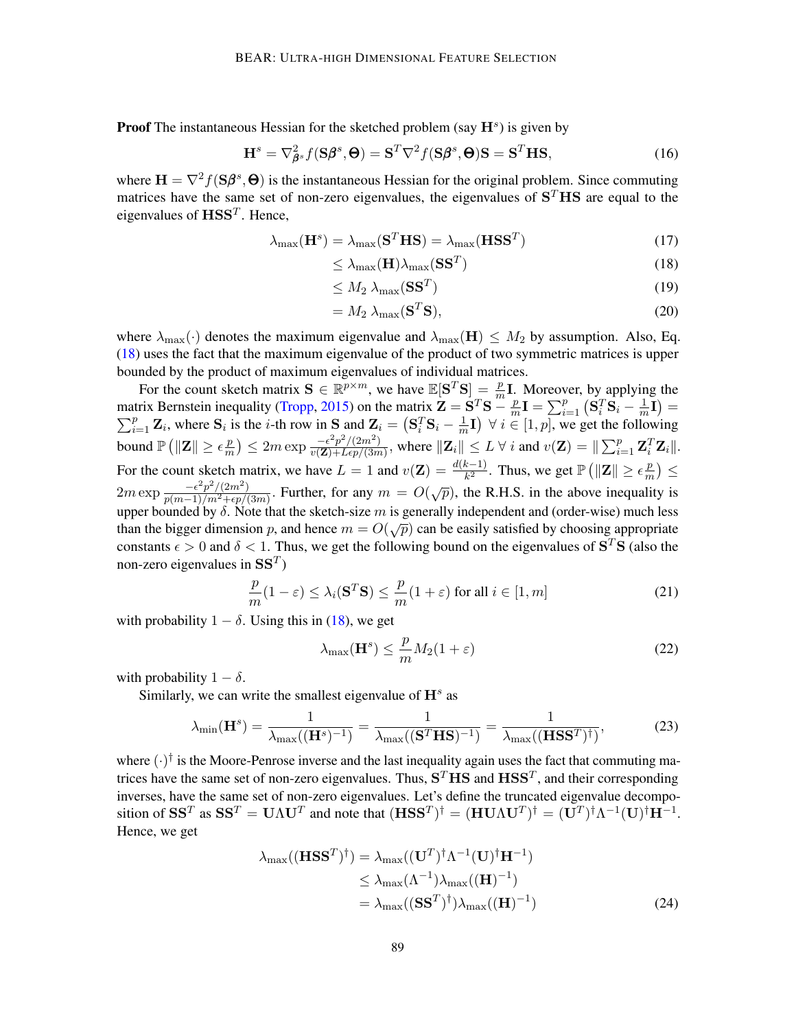**Proof** The instantaneous Hessian for the sketched problem (say $\mathbf{H}^s$) is given by

$$\mathbf{H}^s = \nabla^2_{\boldsymbol{\beta}^s} f(\mathbf{S}\boldsymbol{\beta}^s, \boldsymbol{\Theta}) = \mathbf{S}^T \nabla^2 f(\mathbf{S}\boldsymbol{\beta}^s, \boldsymbol{\Theta}) \mathbf{S} = \mathbf{S}^T \mathbf{H} \mathbf{S}, \tag{16}$$

where $\mathbf{H} = \nabla^2 f(\mathbf{S}\boldsymbol{\beta}^s, \boldsymbol{\Theta})$ is the instantaneous Hessian for the original problem. Since commuting matrices have the same set of non-zero eigenvalues, the eigenvalues of $\mathbf{S}^T\mathbf{H}\mathbf{S}$ are equal to the eigenvalues of $\mathbf{H}\mathbf{S}\mathbf{S}^T$. Hence,

$$\begin{aligned}
\lambda_{\max}(\mathbf{H}^s) = \lambda_{\max}(\mathbf{S}^T\mathbf{H}\mathbf{S}) &= \lambda_{\max}(\mathbf{H}\mathbf{S}\mathbf{S}^T) && (17)\\
&\le \lambda_{\max}(\mathbf{H})\lambda_{\max}(\mathbf{S}\mathbf{S}^T) && (18)\\
&\le M_2 \, \lambda_{\max}(\mathbf{S}\mathbf{S}^T) && (19)\\
&= M_2 \, \lambda_{\max}(\mathbf{S}^T\mathbf{S}), && (20)
\end{aligned}$$

where $\lambda_{\max}(\cdot)$ denotes the maximum eigenvalue and $\lambda_{\max}(\mathbf{H}) \le M_2$ by assumption. Also, Eq. (18) uses the fact that the maximum eigenvalue of the product of two symmetric matrices is upper bounded by the product of maximum eigenvalues of individual matrices.

For the count sketch matrix $\mathbf{S} \in \mathbb{R}^{p \times m}$, we have $\mathbb{E}[\mathbf{S}^T\mathbf{S}] = \frac{p}{m}\mathbf{I}$. Moreover, by applying the matrix Bernstein inequality (Tropp, 2015) on the matrix $\mathbf{Z} = \mathbf{S}^T\mathbf{S} - \frac{p}{m}\mathbf{I} = \sum_{i=1}^{p}\left(\mathbf{S}_i^T\mathbf{S}_i - \frac{1}{m}\mathbf{I}\right) = \sum_{i=1}^{p}\mathbf{Z}_i$, where $\mathbf{S}_i$ is the $i$-th row in $\mathbf{S}$ and $\mathbf{Z}_i = \left(\mathbf{S}_i^T\mathbf{S}_i - \frac{1}{m}\mathbf{I}\right) \; \forall \, i \in [1,p]$, we get the following bound $\mathbb{P}\left(\|\mathbf{Z}\| \ge \epsilon\frac{p}{m}\right) \le 2m \exp \frac{-\epsilon^2 p^2/(2m^2)}{v(\mathbf{Z}) + L\epsilon p/(3m)}$, where $\|\mathbf{Z}_i\| \le L \; \forall \, i$ and $v(\mathbf{Z}) = \|\sum_{i=1}^{p}\mathbf{Z}_i^T\mathbf{Z}_i\|$. For the count sketch matrix, we have $L = 1$ and $v(\mathbf{Z}) = \frac{d(k-1)}{k^2}$. Thus, we get $\mathbb{P}\left(\|\mathbf{Z}\| \ge \epsilon\frac{p}{m}\right) \le 2m \exp \frac{-\epsilon^2 p^2/(2m^2)}{p(m-1)/m^2 + \epsilon p/(3m)}$. Further, for any $m = O(\sqrt{p})$, the R.H.S. in the above inequality is upper bounded by $\delta$. Note that the sketch-size $m$ is generally independent and (order-wise) much less than the bigger dimension $p$, and hence $m = O(\sqrt{p})$ can be easily satisfied by choosing appropriate constants $\epsilon > 0$ and $\delta < 1$. Thus, we get the following bound on the eigenvalues of $\mathbf{S}^T\mathbf{S}$ (also the non-zero eigenvalues in $\mathbf{S}\mathbf{S}^T$)

$$\frac{p}{m}(1-\varepsilon) \le \lambda_i(\mathbf{S}^T\mathbf{S}) \le \frac{p}{m}(1+\varepsilon) \text{ for all } i \in [1,m] \tag{21}$$

with probability $1-\delta$. Using this in (18), we get

$$\lambda_{\max}(\mathbf{H}^s) \le \frac{p}{m} M_2 (1+\varepsilon) \tag{22}$$

with probability $1-\delta$.

Similarly, we can write the smallest eigenvalue of $\mathbf{H}^s$ as

$$\lambda_{\min}(\mathbf{H}^s) = \frac{1}{\lambda_{\max}((\mathbf{H}^s)^{-1})} = \frac{1}{\lambda_{\max}((\mathbf{S}^T\mathbf{H}\mathbf{S})^{-1})} = \frac{1}{\lambda_{\max}((\mathbf{H}\mathbf{S}\mathbf{S}^T)^{\dagger})}, \tag{23}$$

where $(\cdot)^{\dagger}$ is the Moore-Penrose inverse and the last inequality again uses the fact that commuting matrices have the same set of non-zero eigenvalues. Thus, $\mathbf{S}^T\mathbf{H}\mathbf{S}$ and $\mathbf{H}\mathbf{S}\mathbf{S}^T$, and their corresponding inverses, have the same set of non-zero eigenvalues. Let's define the truncated eigenvalue decomposition of $\mathbf{S}\mathbf{S}^T$ as $\mathbf{S}\mathbf{S}^T = \mathbf{U}\Lambda\mathbf{U}^T$ and note that $(\mathbf{H}\mathbf{S}\mathbf{S}^T)^{\dagger} = (\mathbf{H}\mathbf{U}\Lambda\mathbf{U}^T)^{\dagger} = (\mathbf{U}^T)^{\dagger}\Lambda^{-1}(\mathbf{U})^{\dagger}\mathbf{H}^{-1}$. Hence, we get

$$\begin{aligned}
\lambda_{\max}((\mathbf{H}\mathbf{S}\mathbf{S}^T)^{\dagger}) &= \lambda_{\max}((\mathbf{U}^T)^{\dagger}\Lambda^{-1}(\mathbf{U})^{\dagger}\mathbf{H}^{-1})\\
&\le \lambda_{\max}(\Lambda^{-1})\lambda_{\max}((\mathbf{H})^{-1})\\
&= \lambda_{\max}((\mathbf{S}\mathbf{S}^T)^{\dagger})\lambda_{\max}((\mathbf{H})^{-1}) && (24)
\end{aligned}$$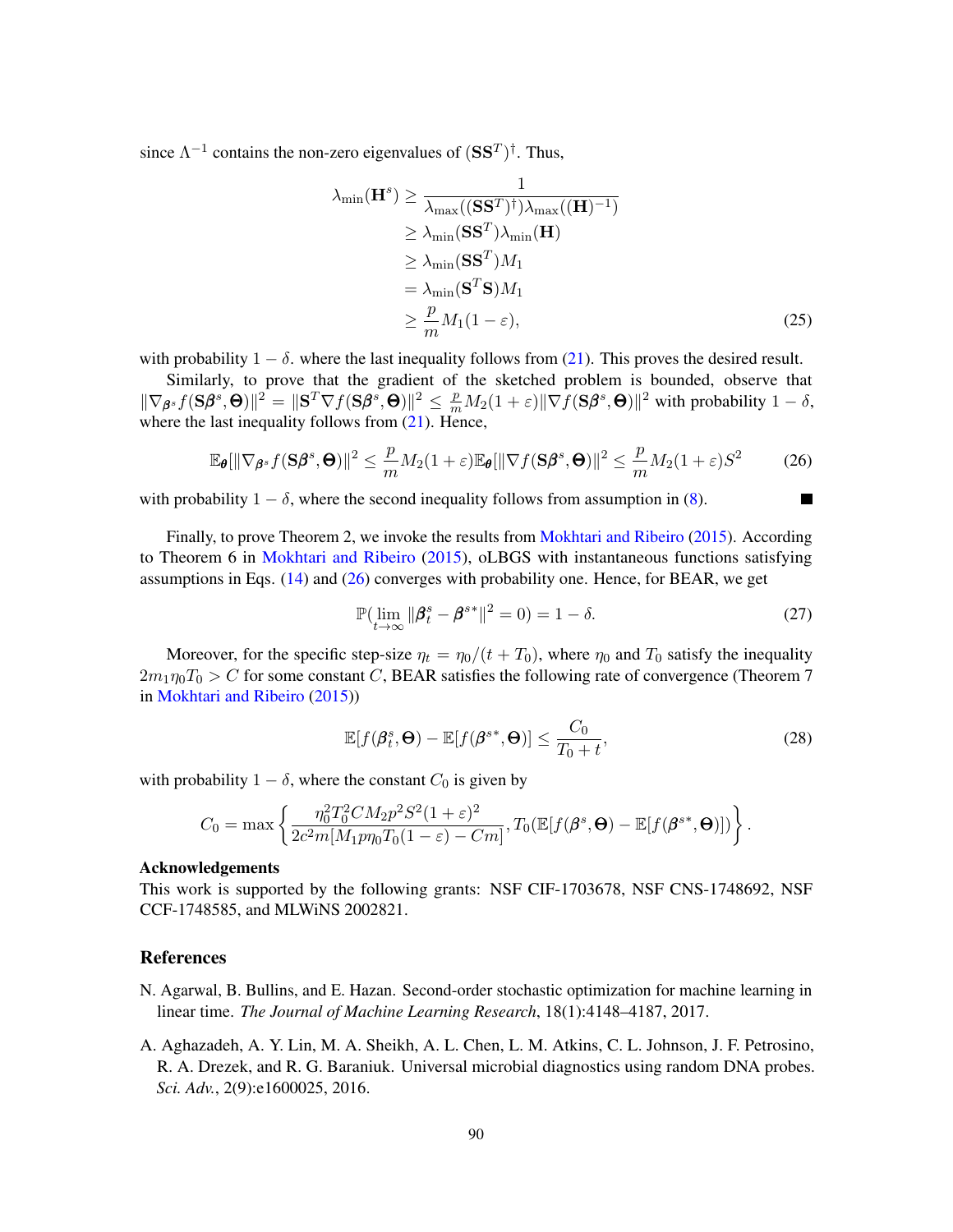since $\Lambda^{-1}$ contains the non-zero eigenvalues of $(\mathbf{S}\mathbf{S}^T)^\dagger$. Thus,

$$
\begin{aligned}
\lambda_{\min}(\mathbf{H}^s) &\geq \frac{1}{\lambda_{\max}((\mathbf{S}\mathbf{S}^T)^\dagger)\lambda_{\max}((\mathbf{H})^{-1})} \\
&\geq \lambda_{\min}(\mathbf{S}\mathbf{S}^T)\lambda_{\min}(\mathbf{H}) \\
&\geq \lambda_{\min}(\mathbf{S}\mathbf{S}^T)M_1 \\
&= \lambda_{\min}(\mathbf{S}^T\mathbf{S})M_1 \\
&\geq \frac{p}{m}M_1(1-\varepsilon),
\end{aligned} \tag{25}
$$

with probability $1-\delta$. where the last inequality follows from (21). This proves the desired result.

Similarly, to prove that the gradient of the sketched problem is bounded, observe that $\|\nabla_{\boldsymbol{\beta}^s} f(\mathbf{S}\boldsymbol{\beta}^s, \boldsymbol{\Theta})\|^2 = \|\mathbf{S}^T\nabla f(\mathbf{S}\boldsymbol{\beta}^s, \boldsymbol{\Theta})\|^2 \leq \frac{p}{m}M_2(1+\varepsilon)\|\nabla f(\mathbf{S}\boldsymbol{\beta}^s, \boldsymbol{\Theta})\|^2$ with probability $1-\delta$, where the last inequality follows from (21). Hence,

$$
\mathbb{E}_{\boldsymbol{\theta}}[\|\nabla_{\boldsymbol{\beta}^s} f(\mathbf{S}\boldsymbol{\beta}^s, \boldsymbol{\Theta})\|^2 \leq \frac{p}{m}M_2(1+\varepsilon)\mathbb{E}_{\boldsymbol{\theta}}[\|\nabla f(\mathbf{S}\boldsymbol{\beta}^s, \boldsymbol{\Theta})\|^2 \leq \frac{p}{m}M_2(1+\varepsilon)S^2 \tag{26}
$$

with probability $1-\delta$, where the second inequality follows from assumption in (8). ■

Finally, to prove Theorem 2, we invoke the results from Mokhtari and Ribeiro (2015). According to Theorem 6 in Mokhtari and Ribeiro (2015), oLBGS with instantaneous functions satisfying assumptions in Eqs. (14) and (26) converges with probability one. Hence, for BEAR, we get

$$
\mathbb{P}(\lim_{t\to\infty} \|\boldsymbol{\beta}_t^s - \boldsymbol{\beta}^{s*}\|^2 = 0) = 1-\delta. \tag{27}
$$

Moreover, for the specific step-size $\eta_t = \eta_0/(t+T_0)$, where $\eta_0$ and $T_0$ satisfy the inequality $2m_1\eta_0 T_0 > C$ for some constant $C$, BEAR satisfies the following rate of convergence (Theorem 7 in Mokhtari and Ribeiro (2015))

$$
\mathbb{E}[f(\boldsymbol{\beta}_t^s, \boldsymbol{\Theta}) - \mathbb{E}[f(\boldsymbol{\beta}^{s*}, \boldsymbol{\Theta})] \leq \frac{C_0}{T_0+t}, \tag{28}
$$

with probability $1-\delta$, where the constant $C_0$ is given by

$$
C_0 = \max\left\{\frac{\eta_0^2 T_0^2 C M_2 p^2 S^2 (1+\varepsilon)^2}{2c^2 m[M_1 p \eta_0 T_0 (1-\varepsilon) - Cm]}, T_0(\mathbb{E}[f(\boldsymbol{\beta}^s, \boldsymbol{\Theta}) - \mathbb{E}[f(\boldsymbol{\beta}^{s*}, \boldsymbol{\Theta})])\right\}.
$$

**Acknowledgements**

This work is supported by the following grants: NSF CIF-1703678, NSF CNS-1748692, NSF CCF-1748585, and MLWiNS 2002821.

## References

N. Agarwal, B. Bullins, and E. Hazan. Second-order stochastic optimization for machine learning in linear time. *The Journal of Machine Learning Research*, 18(1):4148–4187, 2017.

A. Aghazadeh, A. Y. Lin, M. A. Sheikh, A. L. Chen, L. M. Atkins, C. L. Johnson, J. F. Petrosino, R. A. Drezek, and R. G. Baraniuk. Universal microbial diagnostics using random DNA probes. *Sci. Adv.*, 2(9):e1600025, 2016.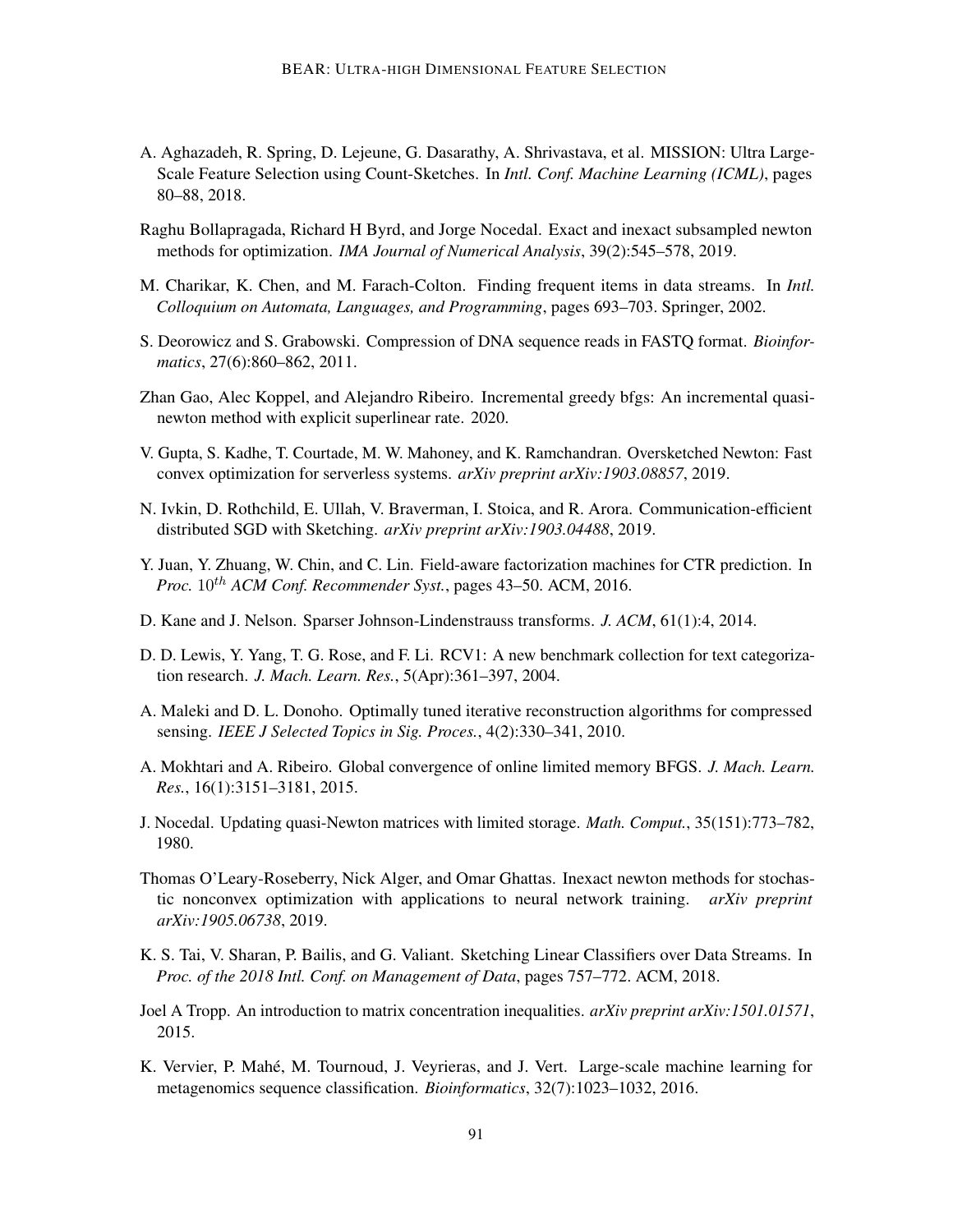A. Aghazadeh, R. Spring, D. Lejeune, G. Dasarathy, A. Shrivastava, et al. MISSION: Ultra Large-Scale Feature Selection using Count-Sketches. In *Intl. Conf. Machine Learning (ICML)*, pages 80–88, 2018.

Raghu Bollapragada, Richard H Byrd, and Jorge Nocedal. Exact and inexact subsampled newton methods for optimization. *IMA Journal of Numerical Analysis*, 39(2):545–578, 2019.

M. Charikar, K. Chen, and M. Farach-Colton. Finding frequent items in data streams. In *Intl. Colloquium on Automata, Languages, and Programming*, pages 693–703. Springer, 2002.

S. Deorowicz and S. Grabowski. Compression of DNA sequence reads in FASTQ format. *Bioinformatics*, 27(6):860–862, 2011.

Zhan Gao, Alec Koppel, and Alejandro Ribeiro. Incremental greedy bfgs: An incremental quasi-newton method with explicit superlinear rate. 2020.

V. Gupta, S. Kadhe, T. Courtade, M. W. Mahoney, and K. Ramchandran. Oversketched Newton: Fast convex optimization for serverless systems. *arXiv preprint arXiv:1903.08857*, 2019.

N. Ivkin, D. Rothchild, E. Ullah, V. Braverman, I. Stoica, and R. Arora. Communication-efficient distributed SGD with Sketching. *arXiv preprint arXiv:1903.04488*, 2019.

Y. Juan, Y. Zhuang, W. Chin, and C. Lin. Field-aware factorization machines for CTR prediction. In *Proc.* $10^{th}$ *ACM Conf. Recommender Syst.*, pages 43–50. ACM, 2016.

D. Kane and J. Nelson. Sparser Johnson-Lindenstrauss transforms. *J. ACM*, 61(1):4, 2014.

D. D. Lewis, Y. Yang, T. G. Rose, and F. Li. RCV1: A new benchmark collection for text categorization research. *J. Mach. Learn. Res.*, 5(Apr):361–397, 2004.

A. Maleki and D. L. Donoho. Optimally tuned iterative reconstruction algorithms for compressed sensing. *IEEE J Selected Topics in Sig. Proces.*, 4(2):330–341, 2010.

A. Mokhtari and A. Ribeiro. Global convergence of online limited memory BFGS. *J. Mach. Learn. Res.*, 16(1):3151–3181, 2015.

J. Nocedal. Updating quasi-Newton matrices with limited storage. *Math. Comput.*, 35(151):773–782, 1980.

Thomas O'Leary-Roseberry, Nick Alger, and Omar Ghattas. Inexact newton methods for stochastic nonconvex optimization with applications to neural network training. *arXiv preprint arXiv:1905.06738*, 2019.

K. S. Tai, V. Sharan, P. Bailis, and G. Valiant. Sketching Linear Classifiers over Data Streams. In *Proc. of the 2018 Intl. Conf. on Management of Data*, pages 757–772. ACM, 2018.

Joel A Tropp. An introduction to matrix concentration inequalities. *arXiv preprint arXiv:1501.01571*, 2015.

K. Vervier, P. Mahé, M. Tournoud, J. Veyrieras, and J. Vert. Large-scale machine learning for metagenomics sequence classification. *Bioinformatics*, 32(7):1023–1032, 2016.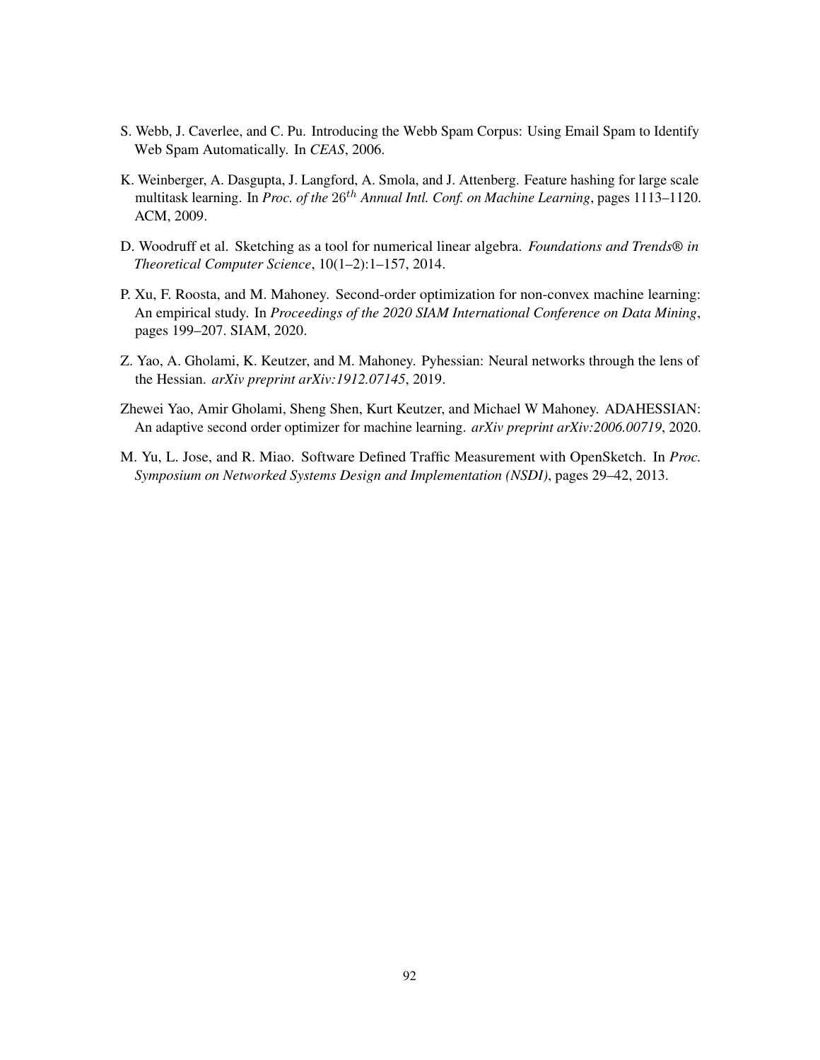S. Webb, J. Caverlee, and C. Pu. Introducing the Webb Spam Corpus: Using Email Spam to Identify Web Spam Automatically. In *CEAS*, 2006.

K. Weinberger, A. Dasgupta, J. Langford, A. Smola, and J. Attenberg. Feature hashing for large scale multitask learning. In *Proc. of the* $26^{th}$ *Annual Intl. Conf. on Machine Learning*, pages 1113–1120. ACM, 2009.

D. Woodruff et al. Sketching as a tool for numerical linear algebra. *Foundations and Trends® in Theoretical Computer Science*, 10(1–2):1–157, 2014.

P. Xu, F. Roosta, and M. Mahoney. Second-order optimization for non-convex machine learning: An empirical study. In *Proceedings of the 2020 SIAM International Conference on Data Mining*, pages 199–207. SIAM, 2020.

Z. Yao, A. Gholami, K. Keutzer, and M. Mahoney. Pyhessian: Neural networks through the lens of the Hessian. *arXiv preprint arXiv:1912.07145*, 2019.

Zhewei Yao, Amir Gholami, Sheng Shen, Kurt Keutzer, and Michael W Mahoney. ADAHESSIAN: An adaptive second order optimizer for machine learning. *arXiv preprint arXiv:2006.00719*, 2020.

M. Yu, L. Jose, and R. Miao. Software Defined Traffic Measurement with OpenSketch. In *Proc. Symposium on Networked Systems Design and Implementation (NSDI)*, pages 29–42, 2013.